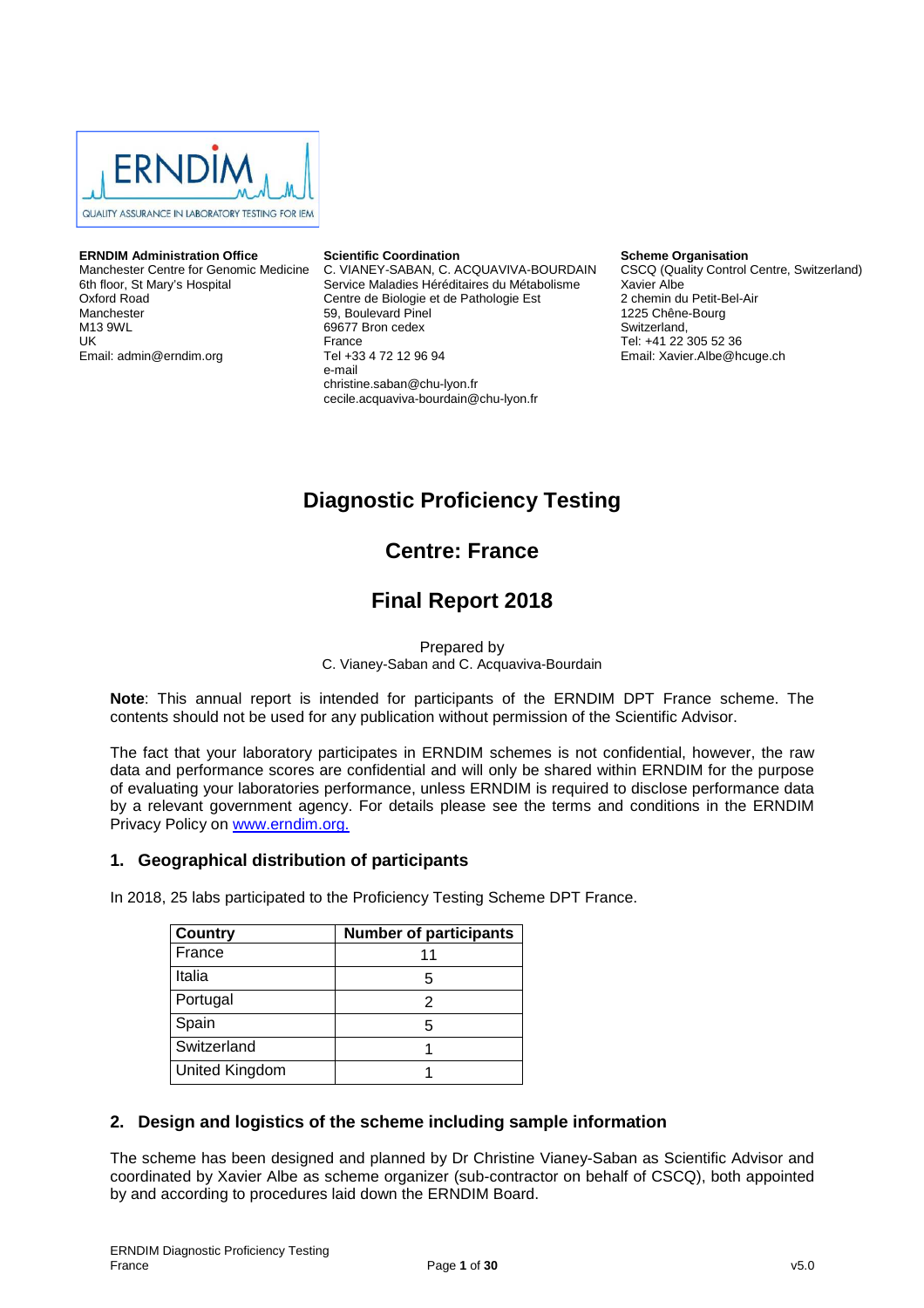**ERNDIM Administration Office**
Manchester Centre for Genomic Medicine
6th floor, St Mary's Hospital
Oxford Road
Manchester
M13 9WL
UK
Email: admin@erndim.org

**Scientific Coordination**
C. VIANEY-SABAN, C. ACQUAVIVA-BOURDAIN
Service Maladies Héréditaires du Métabolisme
Centre de Biologie et de Pathologie Est
59, Boulevard Pinel
69677 Bron cedex
France
Tel +33 4 72 12 96 94
e-mail
christine.saban@chu-lyon.fr
cecile.acquaviva-bourdain@chu-lyon.fr

**Scheme Organisation**
CSCQ (Quality Control Centre, Switzerland)
Xavier Albe
2 chemin du Petit-Bel-Air
1225 Chêne-Bourg
Switzerland,
Tel: +41 22 305 52 36
Email: Xavier.Albe@hcuge.ch

# Diagnostic Proficiency Testing

## Centre: France

## Final Report 2018

Prepared by
C. Vianey-Saban and C. Acquaviva-Bourdain

**Note**: This annual report is intended for participants of the ERNDIM DPT France scheme. The contents should not be used for any publication without permission of the Scientific Advisor.

The fact that your laboratory participates in ERNDIM schemes is not confidential, however, the raw data and performance scores are confidential and will only be shared within ERNDIM for the purpose of evaluating your laboratories performance, unless ERNDIM is required to disclose performance data by a relevant government agency. For details please see the terms and conditions in the ERNDIM Privacy Policy on www.erndim.org.

### 1. Geographical distribution of participants

In 2018, 25 labs participated to the Proficiency Testing Scheme DPT France.

| Country | Number of participants |
|---|---|
| France | 11 |
| Italia | 5 |
| Portugal | 2 |
| Spain | 5 |
| Switzerland | 1 |
| United Kingdom | 1 |

### 2. Design and logistics of the scheme including sample information

The scheme has been designed and planned by Dr Christine Vianey-Saban as Scientific Advisor and coordinated by Xavier Albe as scheme organizer (sub-contractor on behalf of CSCQ), both appointed by and according to procedures laid down the ERNDIM Board.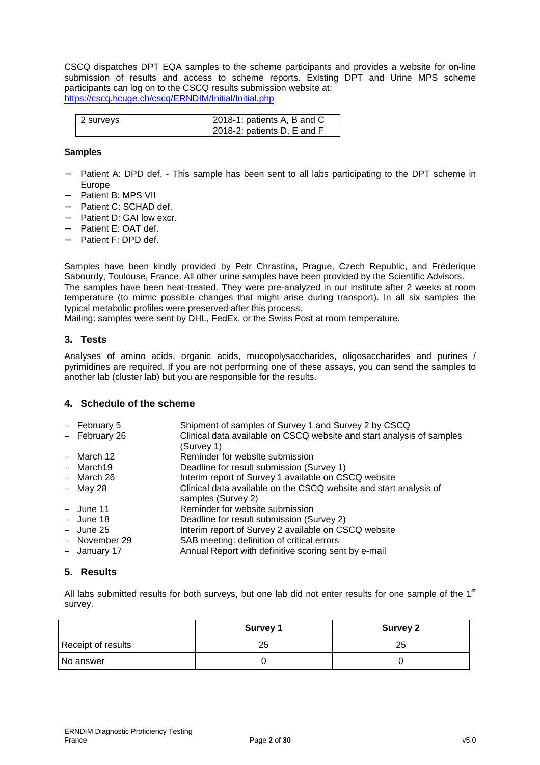CSCQ dispatches DPT EQA samples to the scheme participants and provides a website for on-line submission of results and access to scheme reports. Existing DPT and Urine MPS scheme participants can log on to the CSCQ results submission website at:
https://cscq.hcuge.ch/cscq/ERNDIM/Initial/Initial.php

| 2 surveys | 2018-1: patients A, B and C |
|---|---|
| | 2018-2: patients D, E and F |

**Samples**

- Patient A: DPD def. - This sample has been sent to all labs participating to the DPT scheme in Europe
- Patient B: MPS VII
- Patient C: SCHAD def.
- Patient D: GAI low excr.
- Patient E: OAT def.
- Patient F: DPD def.

Samples have been kindly provided by Petr Chrastina, Prague, Czech Republic, and Fréderique Sabourdy, Toulouse, France. All other urine samples have been provided by the Scientific Advisors.
The samples have been heat-treated. They were pre-analyzed in our institute after 2 weeks at room temperature (to mimic possible changes that might arise during transport). In all six samples the typical metabolic profiles were preserved after this process.
Mailing: samples were sent by DHL, FedEx, or the Swiss Post at room temperature.

## 3. Tests

Analyses of amino acids, organic acids, mucopolysaccharides, oligosaccharides and purines / pyrimidines are required. If you are not performing one of these assays, you can send the samples to another lab (cluster lab) but you are responsible for the results.

## 4. Schedule of the scheme

- February 5 — Shipment of samples of Survey 1 and Survey 2 by CSCQ
- February 26 — Clinical data available on CSCQ website and start analysis of samples (Survey 1)
- March 12 — Reminder for website submission
- March19 — Deadline for result submission (Survey 1)
- March 26 — Interim report of Survey 1 available on CSCQ website
- May 28 — Clinical data available on the CSCQ website and start analysis of samples (Survey 2)
- June 11 — Reminder for website submission
- June 18 — Deadline for result submission (Survey 2)
- June 25 — Interim report of Survey 2 available on CSCQ website
- November 29 — SAB meeting: definition of critical errors
- January 17 — Annual Report with definitive scoring sent by e-mail

## 5. Results

All labs submitted results for both surveys, but one lab did not enter results for one sample of the 1st survey.

| | Survey 1 | Survey 2 |
|---|---|---|
| Receipt of results | 25 | 25 |
| No answer | 0 | 0 |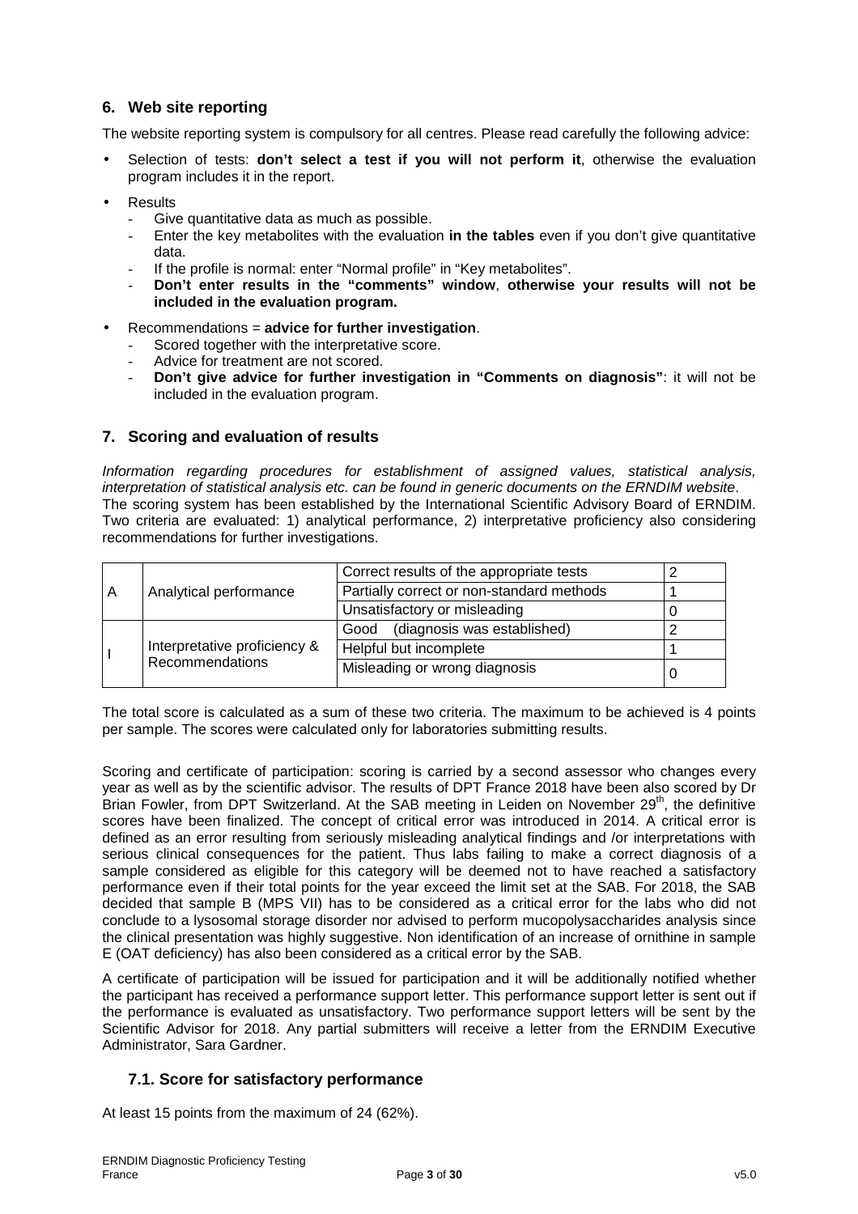## 6. Web site reporting

The website reporting system is compulsory for all centres. Please read carefully the following advice:

- Selection of tests: **don't select a test if you will not perform it**, otherwise the evaluation program includes it in the report.
- Results
  - Give quantitative data as much as possible.
  - Enter the key metabolites with the evaluation **in the tables** even if you don't give quantitative data.
  - If the profile is normal: enter "Normal profile" in "Key metabolites".
  - **Don't enter results in the "comments" window**, **otherwise your results will not be included in the evaluation program.**
- Recommendations = **advice for further investigation**.
  - Scored together with the interpretative score.
  - Advice for treatment are not scored.
  - **Don't give advice for further investigation in "Comments on diagnosis"**: it will not be included in the evaluation program.

## 7. Scoring and evaluation of results

*Information regarding procedures for establishment of assigned values, statistical analysis, interpretation of statistical analysis etc. can be found in generic documents on the ERNDIM website*.
The scoring system has been established by the International Scientific Advisory Board of ERNDIM. Two criteria are evaluated: 1) analytical performance, 2) interpretative proficiency also considering recommendations for further investigations.

| | | | |
|---|---|---|---|
| A | Analytical performance | Correct results of the appropriate tests | 2 |
| | | Partially correct or non-standard methods | 1 |
| | | Unsatisfactory or misleading | 0 |
| I | Interpretative proficiency & Recommendations | Good (diagnosis was established) | 2 |
| | | Helpful but incomplete | 1 |
| | | Misleading or wrong diagnosis | 0 |

The total score is calculated as a sum of these two criteria. The maximum to be achieved is 4 points per sample. The scores were calculated only for laboratories submitting results.

Scoring and certificate of participation: scoring is carried by a second assessor who changes every year as well as by the scientific advisor. The results of DPT France 2018 have been also scored by Dr Brian Fowler, from DPT Switzerland. At the SAB meeting in Leiden on November 29th, the definitive scores have been finalized. The concept of critical error was introduced in 2014. A critical error is defined as an error resulting from seriously misleading analytical findings and /or interpretations with serious clinical consequences for the patient. Thus labs failing to make a correct diagnosis of a sample considered as eligible for this category will be deemed not to have reached a satisfactory performance even if their total points for the year exceed the limit set at the SAB. For 2018, the SAB decided that sample B (MPS VII) has to be considered as a critical error for the labs who did not conclude to a lysosomal storage disorder nor advised to perform mucopolysaccharides analysis since the clinical presentation was highly suggestive. Non identification of an increase of ornithine in sample E (OAT deficiency) has also been considered as a critical error by the SAB.

A certificate of participation will be issued for participation and it will be additionally notified whether the participant has received a performance support letter. This performance support letter is sent out if the performance is evaluated as unsatisfactory. Two performance support letters will be sent by the Scientific Advisor for 2018. Any partial submitters will receive a letter from the ERNDIM Executive Administrator, Sara Gardner.

### 7.1. Score for satisfactory performance

At least 15 points from the maximum of 24 (62%).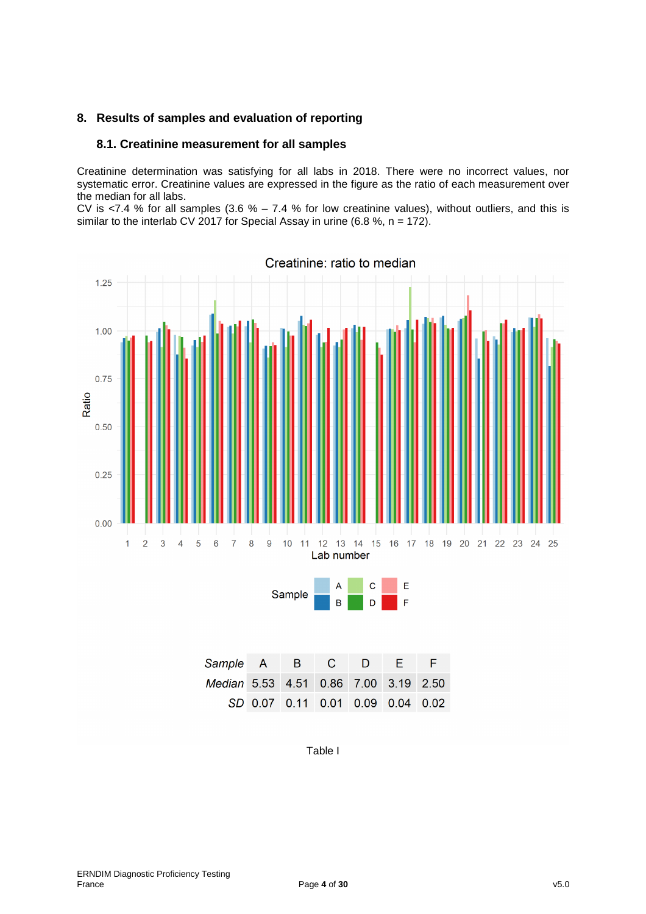## 8. Results of samples and evaluation of reporting

### 8.1. Creatinine measurement for all samples

Creatinine determination was satisfying for all labs in 2018. There were no incorrect values, nor systematic error. Creatinine values are expressed in the figure as the ratio of each measurement over the median for all labs.

CV is <7.4 % for all samples (3.6 % – 7.4 % for low creatinine values), without outliers, and this is similar to the interlab CV 2017 for Special Assay in urine (6.8 %, n = 172).

| *Sample* | A | B | C | D | E | F |
|---|---|---|---|---|---|---|
| *Median* | 5.53 | 4.51 | 0.86 | 7.00 | 3.19 | 2.50 |
| *SD* | 0.07 | 0.11 | 0.01 | 0.09 | 0.04 | 0.02 |

Table I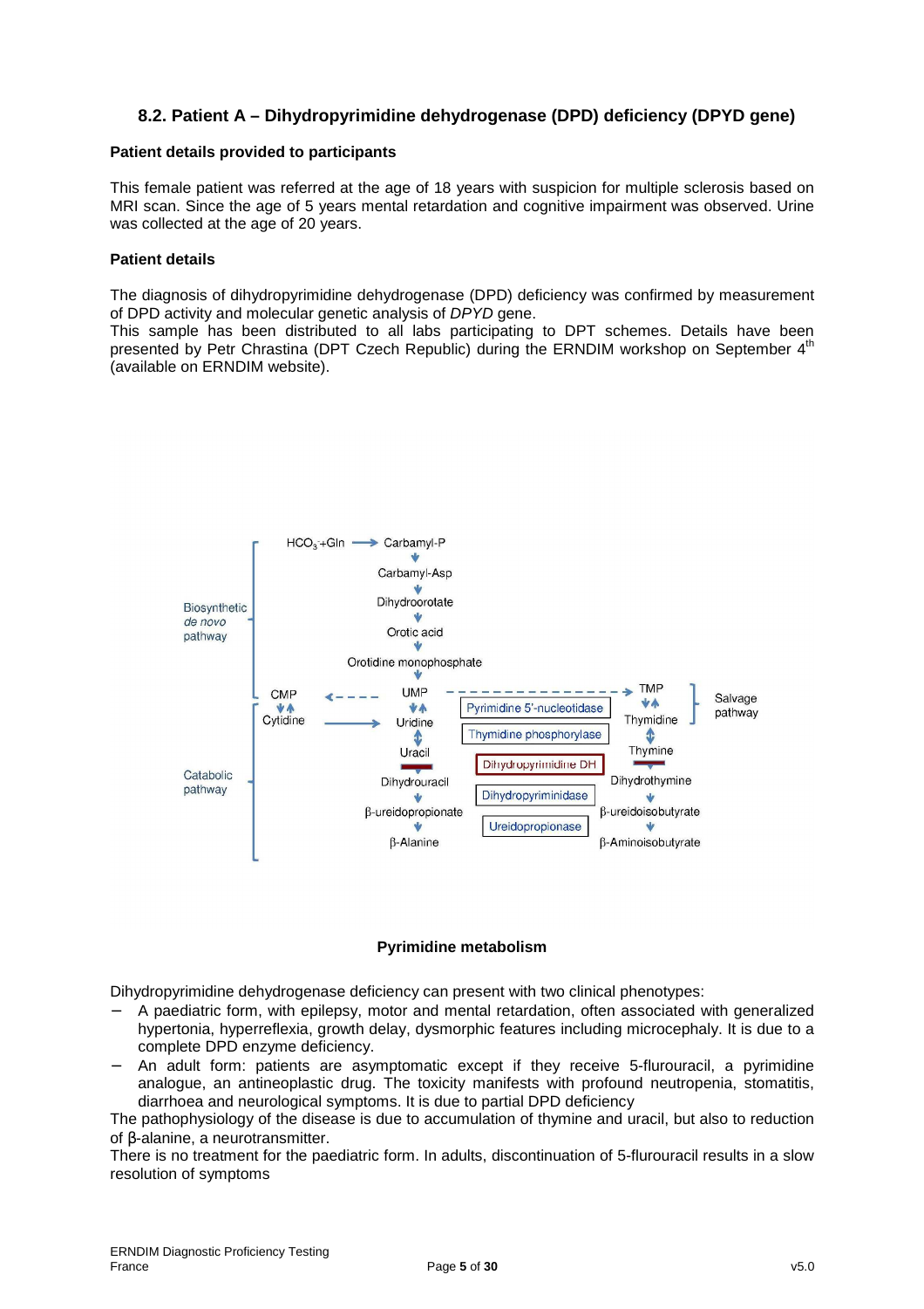## 8.2. Patient A – Dihydropyrimidine dehydrogenase (DPD) deficiency (DPYD gene)

**Patient details provided to participants**

This female patient was referred at the age of 18 years with suspicion for multiple sclerosis based on MRI scan. Since the age of 5 years mental retardation and cognitive impairment was observed. Urine was collected at the age of 20 years.

**Patient details**

The diagnosis of dihydropyrimidine dehydrogenase (DPD) deficiency was confirmed by measurement of DPD activity and molecular genetic analysis of *DPYD* gene.
This sample has been distributed to all labs participating to DPT schemes. Details have been presented by Petr Chrastina (DPT Czech Republic) during the ERNDIM workshop on September 4th (available on ERNDIM website).

**Pyrimidine metabolism**

Dihydropyrimidine dehydrogenase deficiency can present with two clinical phenotypes:

- A paediatric form, with epilepsy, motor and mental retardation, often associated with generalized hypertonia, hyperreflexia, growth delay, dysmorphic features including microcephaly. It is due to a complete DPD enzyme deficiency.
- An adult form: patients are asymptomatic except if they receive 5-flurouracil, a pyrimidine analogue, an antineoplastic drug. The toxicity manifests with profound neutropenia, stomatitis, diarrhoea and neurological symptoms. It is due to partial DPD deficiency

The pathophysiology of the disease is due to accumulation of thymine and uracil, but also to reduction of β-alanine, a neurotransmitter.
There is no treatment for the paediatric form. In adults, discontinuation of 5-flurouracil results in a slow resolution of symptoms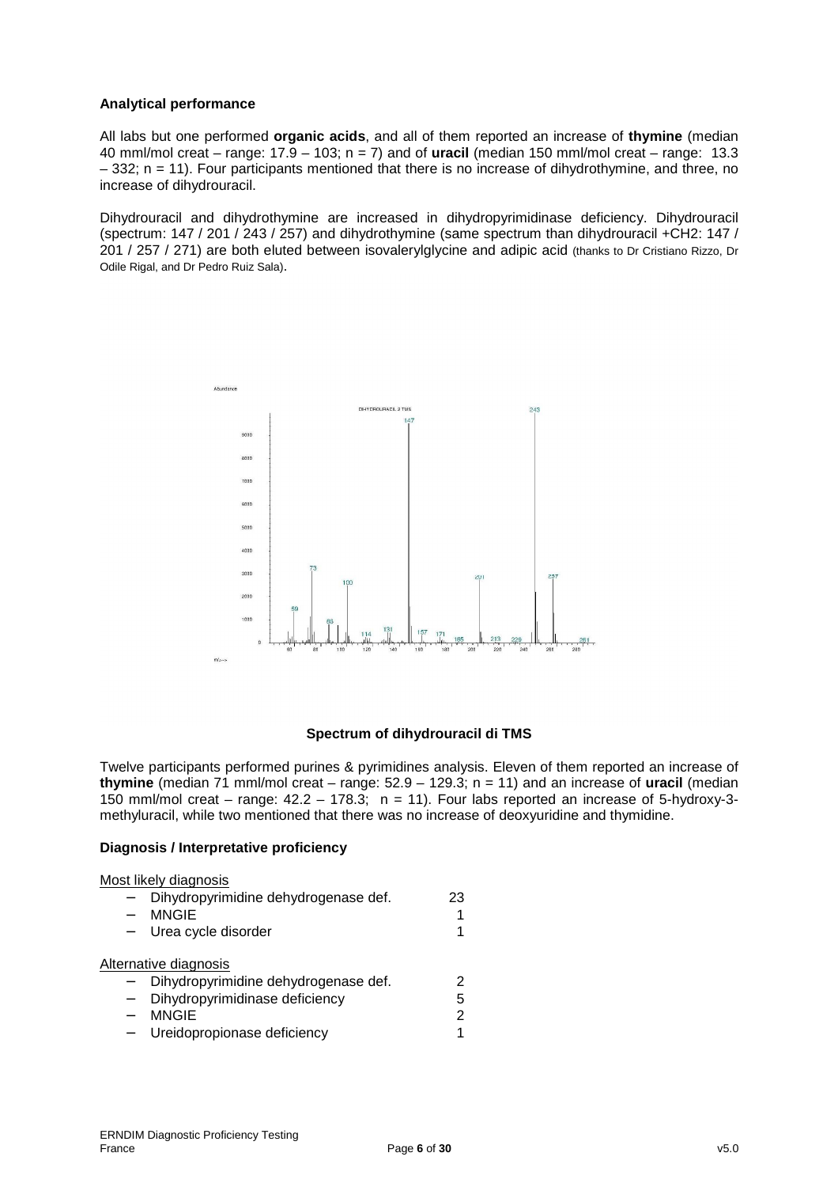**Analytical performance**

All labs but one performed **organic acids**, and all of them reported an increase of **thymine** (median 40 mml/mol creat – range: 17.9 – 103; n = 7) and of **uracil** (median 150 mml/mol creat – range: 13.3 – 332; n = 11). Four participants mentioned that there is no increase of dihydrothymine, and three, no increase of dihydrouracil.

Dihydrouracil and dihydrothymine are increased in dihydropyrimidinase deficiency. Dihydrouracil (spectrum: 147 / 201 / 243 / 257) and dihydrothymine (same spectrum than dihydrouracil +CH2: 147 / 201 / 257 / 271) are both eluted between isovalerylglycine and adipic acid (thanks to Dr Cristiano Rizzo, Dr Odile Rigal, and Dr Pedro Ruiz Sala).

**Spectrum of dihydrouracil di TMS**

Twelve participants performed purines & pyrimidines analysis. Eleven of them reported an increase of **thymine** (median 71 mml/mol creat – range: 52.9 – 129.3; n = 11) and an increase of **uracil** (median 150 mml/mol creat – range: 42.2 – 178.3; n = 11). Four labs reported an increase of 5-hydroxy-3-methyluracil, while two mentioned that there was no increase of deoxyuridine and thymidine.

**Diagnosis / Interpretative proficiency**

Most likely diagnosis

| | |
|---|---|
| – Dihydropyrimidine dehydrogenase def. | 23 |
| – MNGIE | 1 |
| – Urea cycle disorder | 1 |

Alternative diagnosis

| | |
|---|---|
| – Dihydropyrimidine dehydrogenase def. | 2 |
| – Dihydropyrimidinase deficiency | 5 |
| – MNGIE | 2 |
| – Ureidopropionase deficiency | 1 |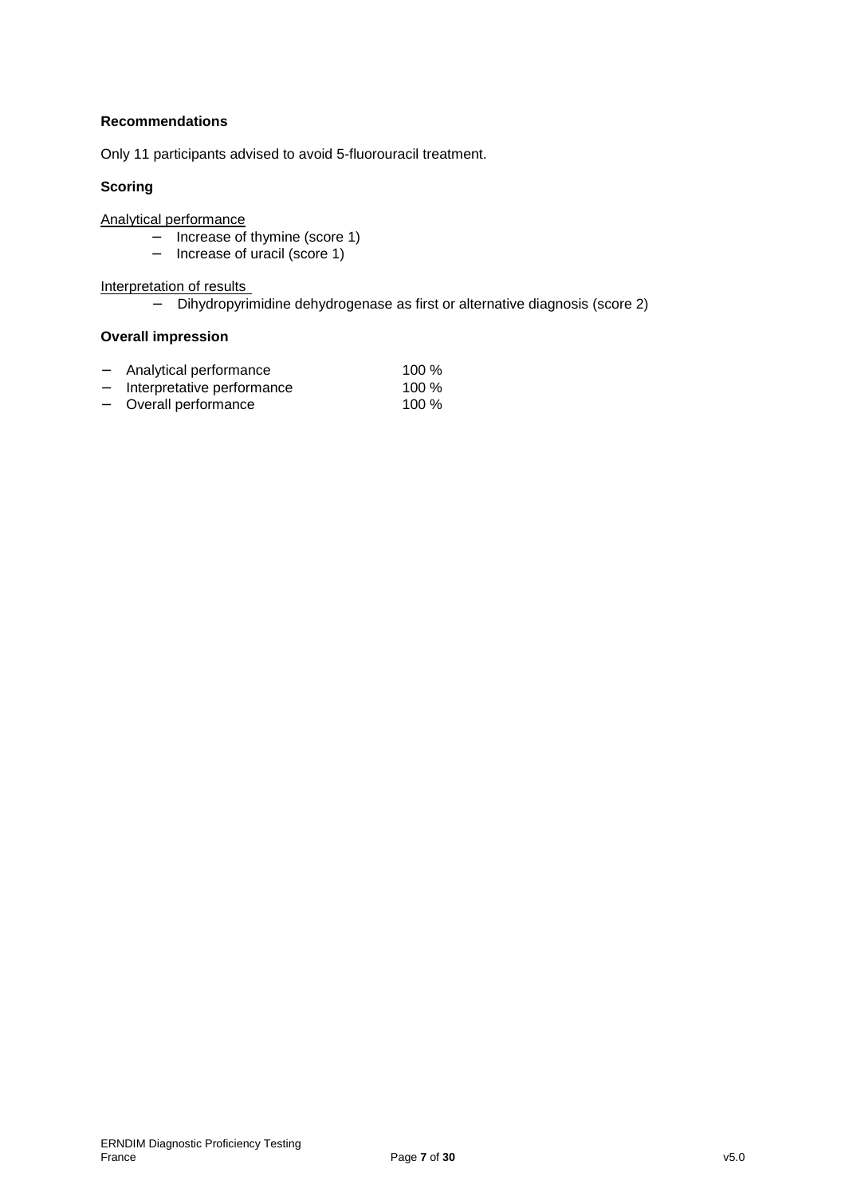**Recommendations**

Only 11 participants advised to avoid 5-fluorouracil treatment.

**Scoring**

Analytical performance

- Increase of thymine (score 1)
- Increase of uracil (score 1)

Interpretation of results

- Dihydropyrimidine dehydrogenase as first or alternative diagnosis (score 2)

**Overall impression**

- Analytical performance 100 %
- Interpretative performance 100 %
- Overall performance 100 %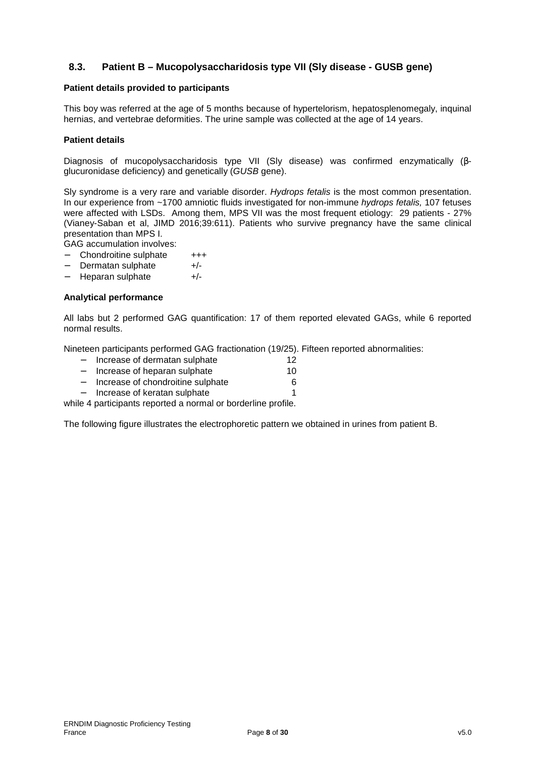### 8.3. Patient B – Mucopolysaccharidosis type VII (Sly disease - GUSB gene)

**Patient details provided to participants**

This boy was referred at the age of 5 months because of hypertelorism, hepatosplenomegaly, inquinal hernias, and vertebrae deformities. The urine sample was collected at the age of 14 years.

**Patient details**

Diagnosis of mucopolysaccharidosis type VII (Sly disease) was confirmed enzymatically (β-glucuronidase deficiency) and genetically (*GUSB* gene).

Sly syndrome is a very rare and variable disorder. *Hydrops fetalis* is the most common presentation. In our experience from ~1700 amniotic fluids investigated for non-immune *hydrops fetalis,* 107 fetuses were affected with LSDs. Among them, MPS VII was the most frequent etiology: 29 patients - 27% (Vianey-Saban et al, JIMD 2016;39:611). Patients who survive pregnancy have the same clinical presentation than MPS I.

GAG accumulation involves:

- Chondroitine sulphate +++
- Dermatan sulphate +/-
- Heparan sulphate +/-

**Analytical performance**

All labs but 2 performed GAG quantification: 17 of them reported elevated GAGs, while 6 reported normal results.

Nineteen participants performed GAG fractionation (19/25). Fifteen reported abnormalities:

- Increase of dermatan sulphate 12
- Increase of heparan sulphate 10
- Increase of chondroitine sulphate 6
- Increase of keratan sulphate 1

while 4 participants reported a normal or borderline profile.

The following figure illustrates the electrophoretic pattern we obtained in urines from patient B.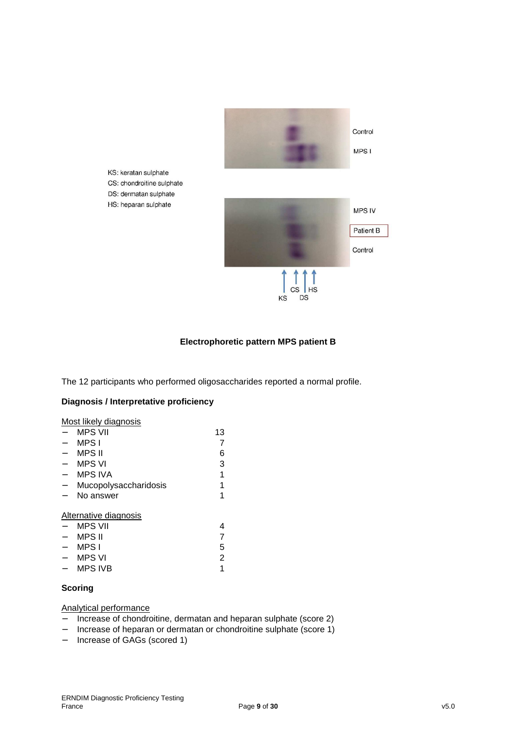KS: keratan sulphate
CS: chondroitine sulphate
DS: dermatan sulphate
HS: heparan sulphate

**Electrophoretic pattern MPS patient B**

The 12 participants who performed oligosaccharides reported a normal profile.

**Diagnosis / Interpretative proficiency**

Most likely diagnosis

| | |
|---|---|
| MPS VII | 13 |
| MPS I | 7 |
| MPS II | 6 |
| MPS VI | 3 |
| MPS IVA | 1 |
| Mucopolysaccharidosis | 1 |
| No answer | 1 |

Alternative diagnosis

| | |
|---|---|
| MPS VII | 4 |
| MPS II | 7 |
| MPS I | 5 |
| MPS VI | 2 |
| MPS IVB | 1 |

**Scoring**

Analytical performance

- Increase of chondroitine, dermatan and heparan sulphate (score 2)
- Increase of heparan or dermatan or chondroitine sulphate (score 1)
- Increase of GAGs (scored 1)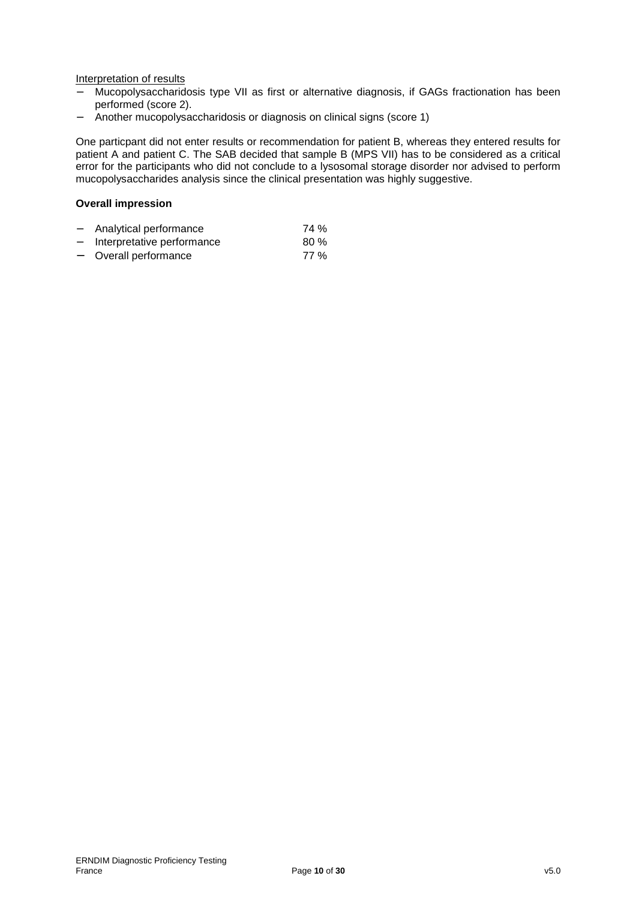Interpretation of results

- Mucopolysaccharidosis type VII as first or alternative diagnosis, if GAGs fractionation has been performed (score 2).
- Another mucopolysaccharidosis or diagnosis on clinical signs (score 1)

One particpant did not enter results or recommendation for patient B, whereas they entered results for patient A and patient C. The SAB decided that sample B (MPS VII) has to be considered as a critical error for the participants who did not conclude to a lysosomal storage disorder nor advised to perform mucopolysaccharides analysis since the clinical presentation was highly suggestive.

**Overall impression**

- Analytical performance 74 %
- Interpretative performance 80 %
- Overall performance 77 %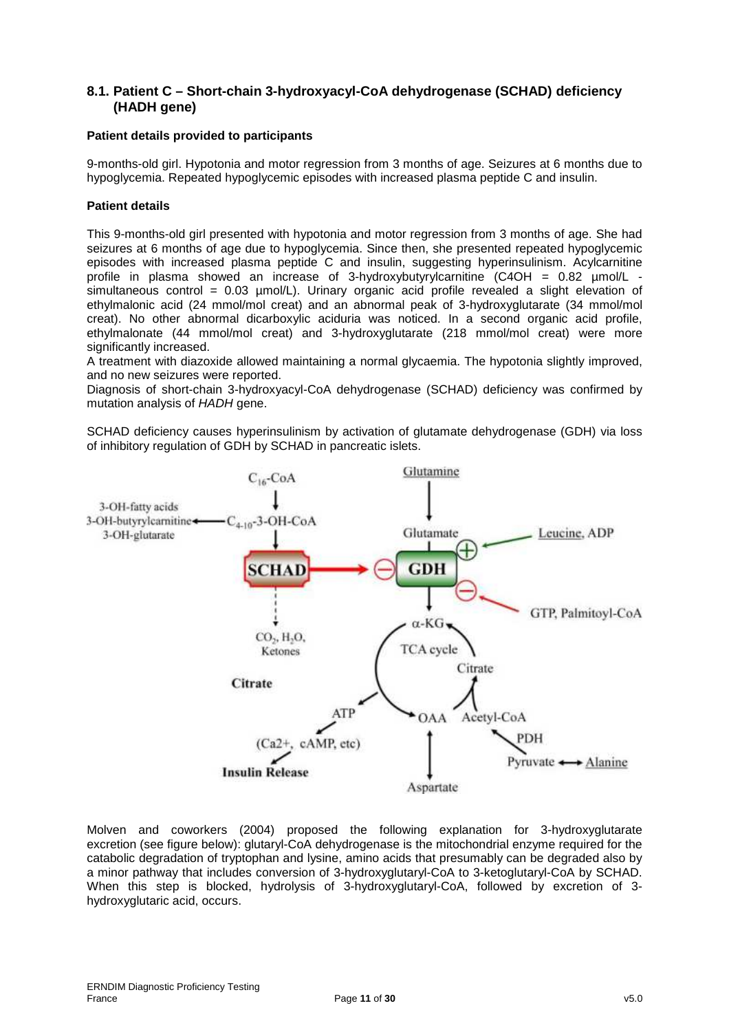## 8.1. Patient C – Short-chain 3-hydroxyacyl-CoA dehydrogenase (SCHAD) deficiency (HADH gene)

### Patient details provided to participants

9-months-old girl. Hypotonia and motor regression from 3 months of age. Seizures at 6 months due to hypoglycemia. Repeated hypoglycemic episodes with increased plasma peptide C and insulin.

### Patient details

This 9-months-old girl presented with hypotonia and motor regression from 3 months of age. She had seizures at 6 months of age due to hypoglycemia. Since then, she presented repeated hypoglycemic episodes with increased plasma peptide C and insulin, suggesting hyperinsulinism. Acylcarnitine profile in plasma showed an increase of 3-hydroxybutyrylcarnitine (C4OH = 0.82 µmol/L - simultaneous control = 0.03 µmol/L). Urinary organic acid profile revealed a slight elevation of ethylmalonic acid (24 mmol/mol creat) and an abnormal peak of 3-hydroxyglutarate (34 mmol/mol creat). No other abnormal dicarboxylic aciduria was noticed. In a second organic acid profile, ethylmalonate (44 mmol/mol creat) and 3-hydroxyglutarate (218 mmol/mol creat) were more significantly increased.

A treatment with diazoxide allowed maintaining a normal glycaemia. The hypotonia slightly improved, and no new seizures were reported.

Diagnosis of short-chain 3-hydroxyacyl-CoA dehydrogenase (SCHAD) deficiency was confirmed by mutation analysis of *HADH* gene.

SCHAD deficiency causes hyperinsulinism by activation of glutamate dehydrogenase (GDH) via loss of inhibitory regulation of GDH by SCHAD in pancreatic islets.

Molven and coworkers (2004) proposed the following explanation for 3-hydroxyglutarate excretion (see figure below): glutaryl-CoA dehydrogenase is the mitochondrial enzyme required for the catabolic degradation of tryptophan and lysine, amino acids that presumably can be degraded also by a minor pathway that includes conversion of 3-hydroxyglutaryl-CoA to 3-ketoglutaryl-CoA by SCHAD. When this step is blocked, hydrolysis of 3-hydroxyglutaryl-CoA, followed by excretion of 3-hydroxyglutaric acid, occurs.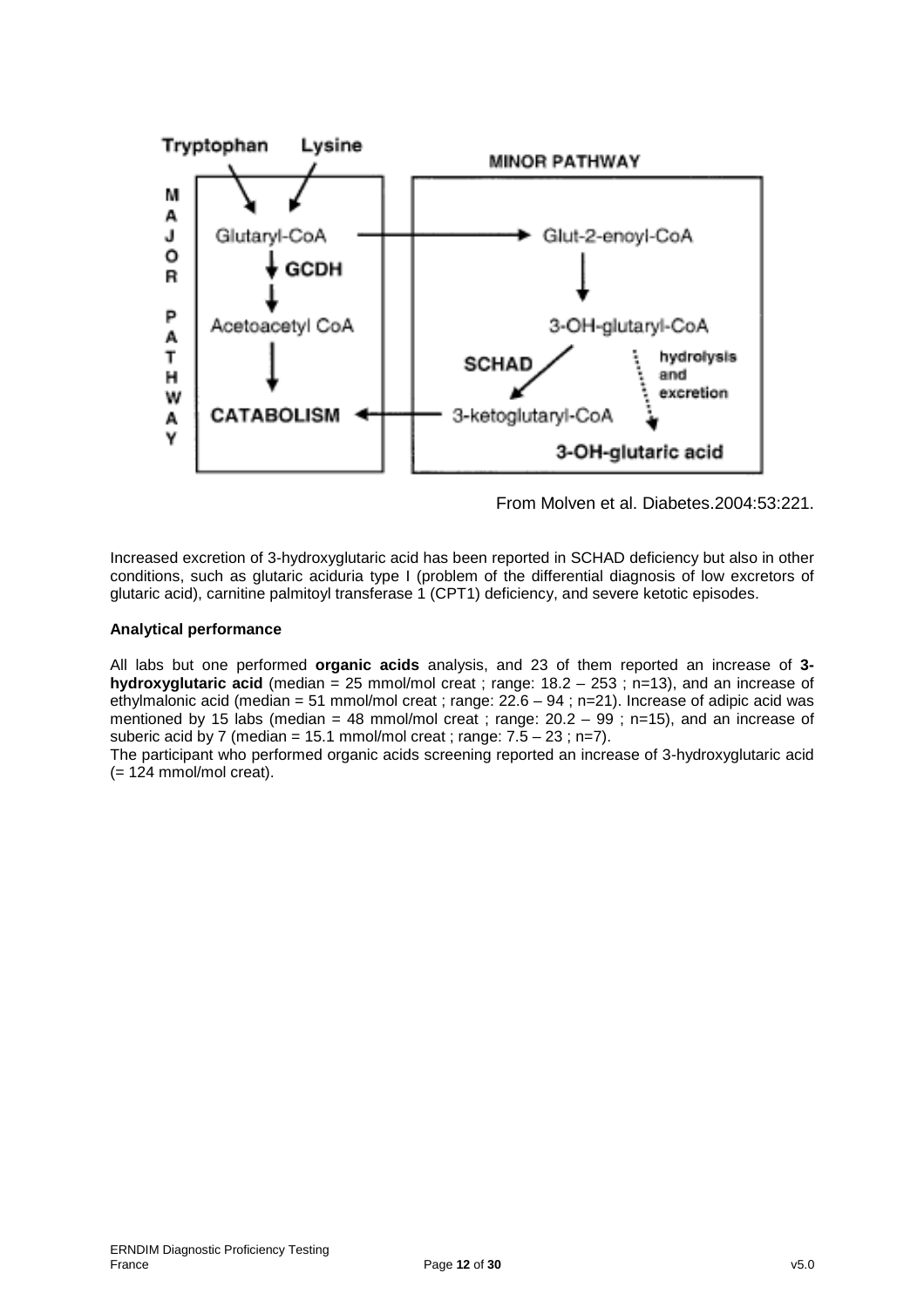From Molven et al. Diabetes.2004:53:221.

Increased excretion of 3-hydroxyglutaric acid has been reported in SCHAD deficiency but also in other conditions, such as glutaric aciduria type I (problem of the differential diagnosis of low excretors of glutaric acid), carnitine palmitoyl transferase 1 (CPT1) deficiency, and severe ketotic episodes.

**Analytical performance**

All labs but one performed **organic acids** analysis, and 23 of them reported an increase of **3-hydroxyglutaric acid** (median = 25 mmol/mol creat ; range: 18.2 – 253 ; n=13), and an increase of ethylmalonic acid (median = 51 mmol/mol creat ; range: 22.6 – 94 ; n=21). Increase of adipic acid was mentioned by 15 labs (median = 48 mmol/mol creat ; range: 20.2 – 99 ; n=15), and an increase of suberic acid by 7 (median = 15.1 mmol/mol creat ; range: 7.5 – 23 ; n=7).

The participant who performed organic acids screening reported an increase of 3-hydroxyglutaric acid (= 124 mmol/mol creat).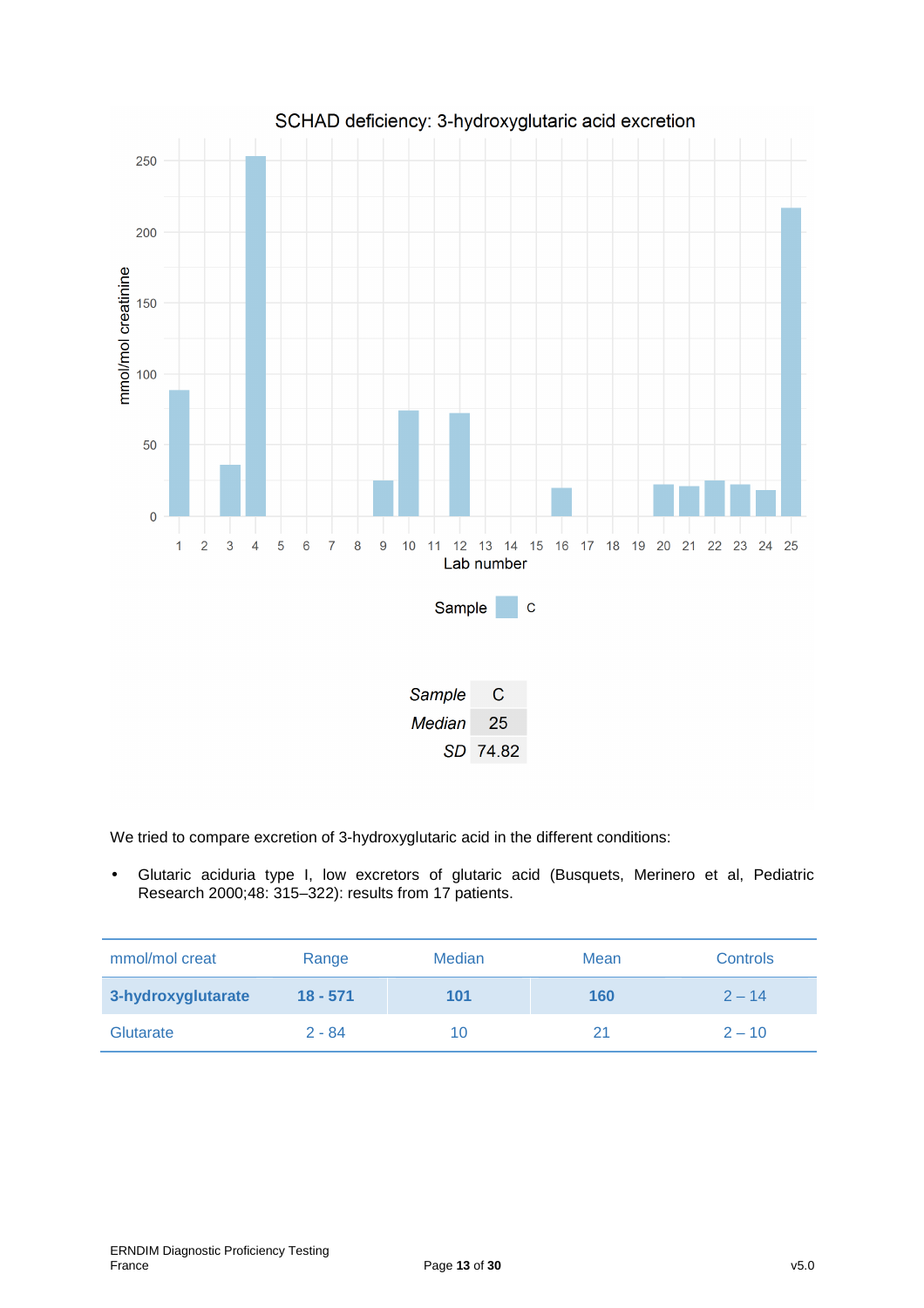SCHAD deficiency: 3-hydroxyglutaric acid excretion

| Sample | C |
|---|---|
| Median | 25 |
| SD | 74.82 |

We tried to compare excretion of 3-hydroxyglutaric acid in the different conditions:

- Glutaric aciduria type I, low excretors of glutaric acid (Busquets, Merinero et al, Pediatric Research 2000;48: 315–322): results from 17 patients.

| mmol/mol creat | Range | Median | Mean | Controls |
|---|---|---|---|---|
| **3-hydroxyglutarate** | **18 - 571** | **101** | **160** | 2 – 14 |
| Glutarate | 2 - 84 | 10 | 21 | 2 – 10 |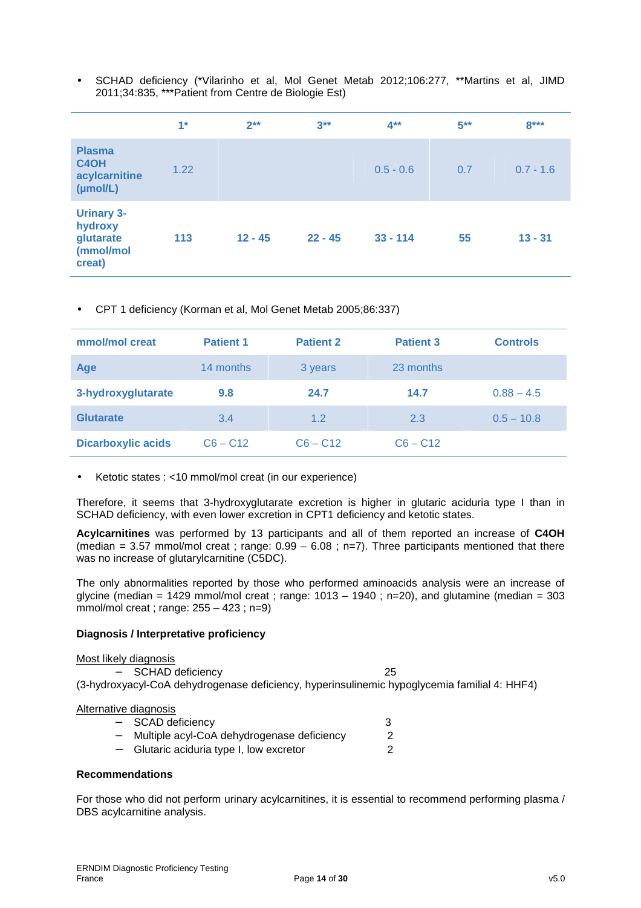- SCHAD deficiency (*Vilarinho et al, Mol Genet Metab 2012;106:277, **Martins et al, JIMD 2011;34:835, ***Patient from Centre de Biologie Est)

| | 1* | 2** | 3** | 4** | 5** | 8*** |
|---|---|---|---|---|---|---|
| Plasma C4OH acylcarnitine (µmol/L) | 1.22 | | | 0.5 - 0.6 | 0.7 | 0.7 - 1.6 |
| Urinary 3-hydroxy glutarate (mmol/mol creat) | 113 | 12 - 45 | 22 - 45 | 33 - 114 | 55 | 13 - 31 |

- CPT 1 deficiency (Korman et al, Mol Genet Metab 2005;86:337)

| mmol/mol creat | Patient 1 | Patient 2 | Patient 3 | Controls |
|---|---|---|---|---|
| Age | 14 months | 3 years | 23 months | |
| 3-hydroxyglutarate | 9.8 | 24.7 | 14.7 | 0.88 – 4.5 |
| Glutarate | 3.4 | 1.2 | 2.3 | 0.5 – 10.8 |
| Dicarboxylic acids | C6 – C12 | C6 – C12 | C6 – C12 | |

- Ketotic states : <10 mmol/mol creat (in our experience)

Therefore, it seems that 3-hydroxyglutarate excretion is higher in glutaric aciduria type I than in SCHAD deficiency, with even lower excretion in CPT1 deficiency and ketotic states.

**Acylcarnitines** was performed by 13 participants and all of them reported an increase of **C4OH** (median = 3.57 mmol/mol creat ; range: 0.99 – 6.08 ; n=7). Three participants mentioned that there was no increase of glutarylcarnitine (C5DC).

The only abnormalities reported by those who performed aminoacids analysis were an increase of glycine (median = 1429 mmol/mol creat ; range: 1013 – 1940 ; n=20), and glutamine (median = 303 mmol/mol creat ; range: 255 – 423 ; n=9)

**Diagnosis / Interpretative proficiency**

Most likely diagnosis

- SCHAD deficiency 25

(3-hydroxyacyl-CoA dehydrogenase deficiency, hyperinsulinemic hypoglycemia familial 4: HHF4)

Alternative diagnosis

- SCAD deficiency 3
- Multiple acyl-CoA dehydrogenase deficiency 2
- Glutaric aciduria type I, low excretor 2

**Recommendations**

For those who did not perform urinary acylcarnitines, it is essential to recommend performing plasma / DBS acylcarnitine analysis.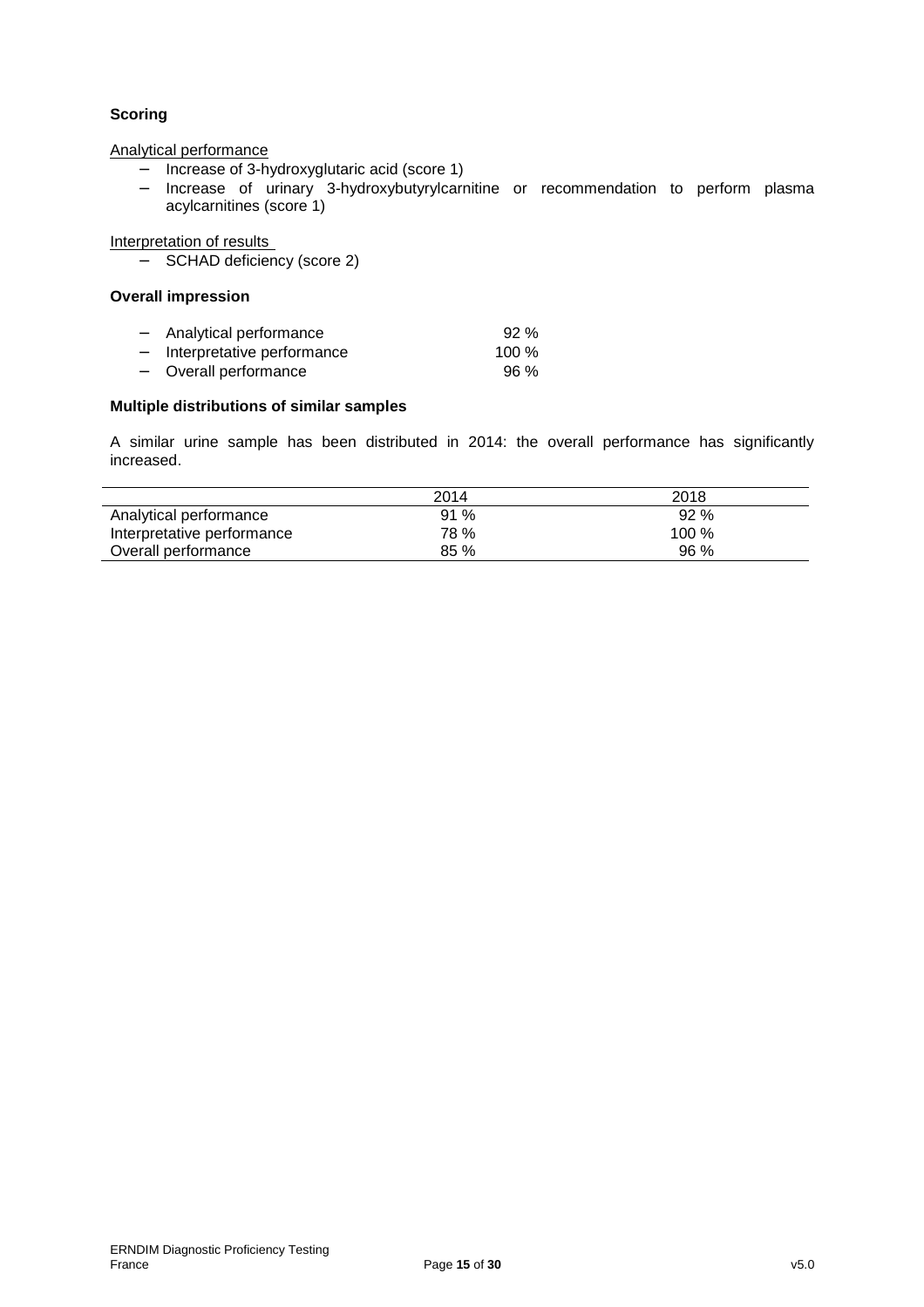**Scoring**

Analytical performance

- Increase of 3-hydroxyglutaric acid (score 1)
- Increase of urinary 3-hydroxybutyrylcarnitine or recommendation to perform plasma acylcarnitines (score 1)

Interpretation of results

- SCHAD deficiency (score 2)

**Overall impression**

- Analytical performance 92 %
- Interpretative performance 100 %
- Overall performance 96 %

**Multiple distributions of similar samples**

A similar urine sample has been distributed in 2014: the overall performance has significantly increased.

| | 2014 | 2018 |
|---|---|---|
| Analytical performance | 91 % | 92 % |
| Interpretative performance | 78 % | 100 % |
| Overall performance | 85 % | 96 % |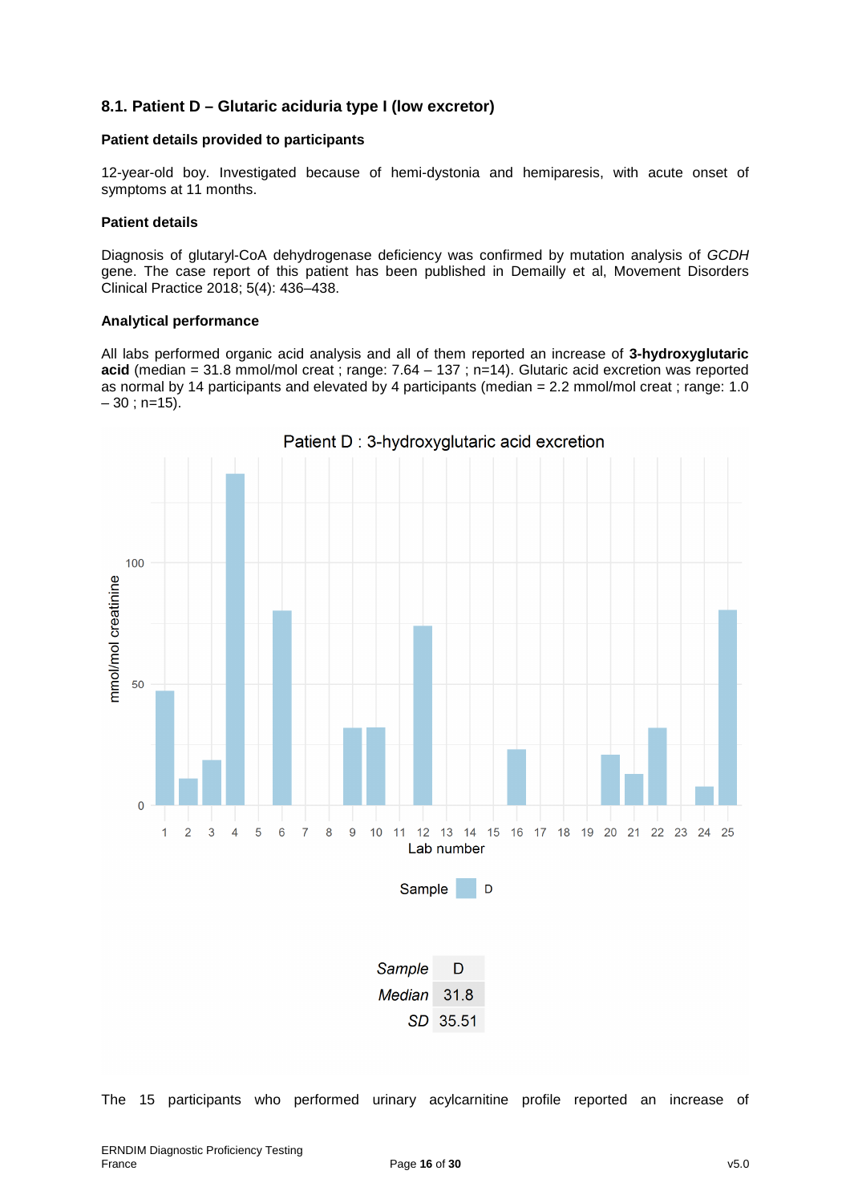## 8.1. Patient D – Glutaric aciduria type I (low excretor)

**Patient details provided to participants**

12-year-old boy. Investigated because of hemi-dystonia and hemiparesis, with acute onset of symptoms at 11 months.

**Patient details**

Diagnosis of glutaryl-CoA dehydrogenase deficiency was confirmed by mutation analysis of *GCDH* gene. The case report of this patient has been published in Demailly et al, Movement Disorders Clinical Practice 2018; 5(4): 436–438.

**Analytical performance**

All labs performed organic acid analysis and all of them reported an increase of **3-hydroxyglutaric acid** (median = 31.8 mmol/mol creat ; range: 7.64 – 137 ; n=14). Glutaric acid excretion was reported as normal by 14 participants and elevated by 4 participants (median = 2.2 mmol/mol creat ; range: 1.0 – 30 ; n=15).

Patient D : 3-hydroxyglutaric acid excretion

| Sample | D |
|---|---|
| Median | 31.8 |
| SD | 35.51 |

The 15 participants who performed urinary acylcarnitine profile reported an increase of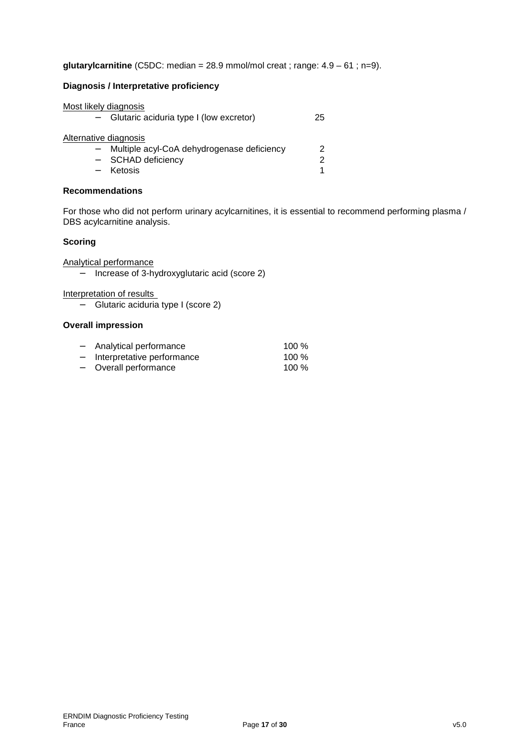**glutarylcarnitine** (C5DC: median = 28.9 mmol/mol creat ; range: 4.9 – 61 ; n=9).

**Diagnosis / Interpretative proficiency**

Most likely diagnosis

| | |
|---|---|
| – Glutaric aciduria type I (low excretor) | 25 |

Alternative diagnosis

| | |
|---|---|
| – Multiple acyl-CoA dehydrogenase deficiency | 2 |
| – SCHAD deficiency | 2 |
| – Ketosis | 1 |

**Recommendations**

For those who did not perform urinary acylcarnitines, it is essential to recommend performing plasma / DBS acylcarnitine analysis.

**Scoring**

Analytical performance

- Increase of 3-hydroxyglutaric acid (score 2)

Interpretation of results

- Glutaric aciduria type I (score 2)

**Overall impression**

| | |
|---|---|
| – Analytical performance | 100 % |
| – Interpretative performance | 100 % |
| – Overall performance | 100 % |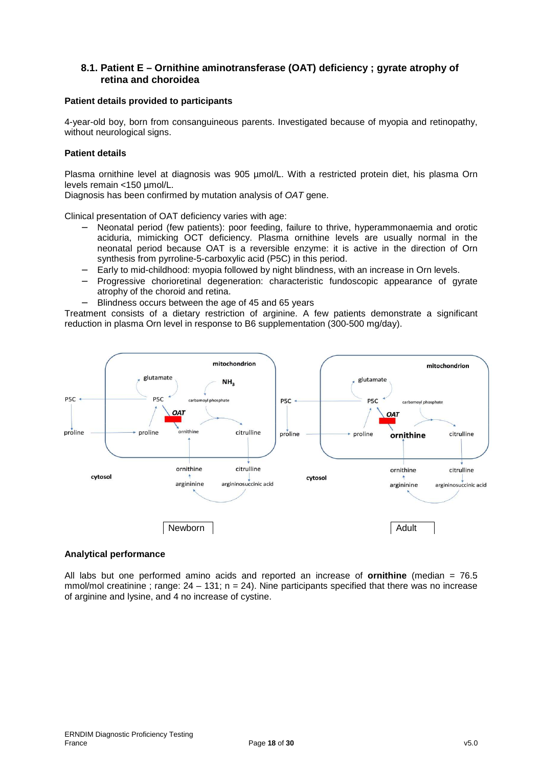## 8.1. Patient E – Ornithine aminotransferase (OAT) deficiency ; gyrate atrophy of retina and choroidea

### Patient details provided to participants

4-year-old boy, born from consanguineous parents. Investigated because of myopia and retinopathy, without neurological signs.

### Patient details

Plasma ornithine level at diagnosis was 905 µmol/L. With a restricted protein diet, his plasma Orn levels remain <150 µmol/L.
Diagnosis has been confirmed by mutation analysis of *OAT* gene.

Clinical presentation of OAT deficiency varies with age:

- Neonatal period (few patients): poor feeding, failure to thrive, hyperammonaemia and orotic aciduria, mimicking OCT deficiency. Plasma ornithine levels are usually normal in the neonatal period because OAT is a reversible enzyme: it is active in the direction of Orn synthesis from pyrroline-5-carboxylic acid (P5C) in this period.
- Early to mid-childhood: myopia followed by night blindness, with an increase in Orn levels.
- Progressive chorioretinal degeneration: characteristic fundoscopic appearance of gyrate atrophy of the choroid and retina.
- Blindness occurs between the age of 45 and 65 years

Treatment consists of a dietary restriction of arginine. A few patients demonstrate a significant reduction in plasma Orn level in response to B6 supplementation (300-500 mg/day).

Newborn

Adult

### Analytical performance

All labs but one performed amino acids and reported an increase of **ornithine** (median = 76.5 mmol/mol creatinine ; range: 24 – 131; n = 24). Nine participants specified that there was no increase of arginine and lysine, and 4 no increase of cystine.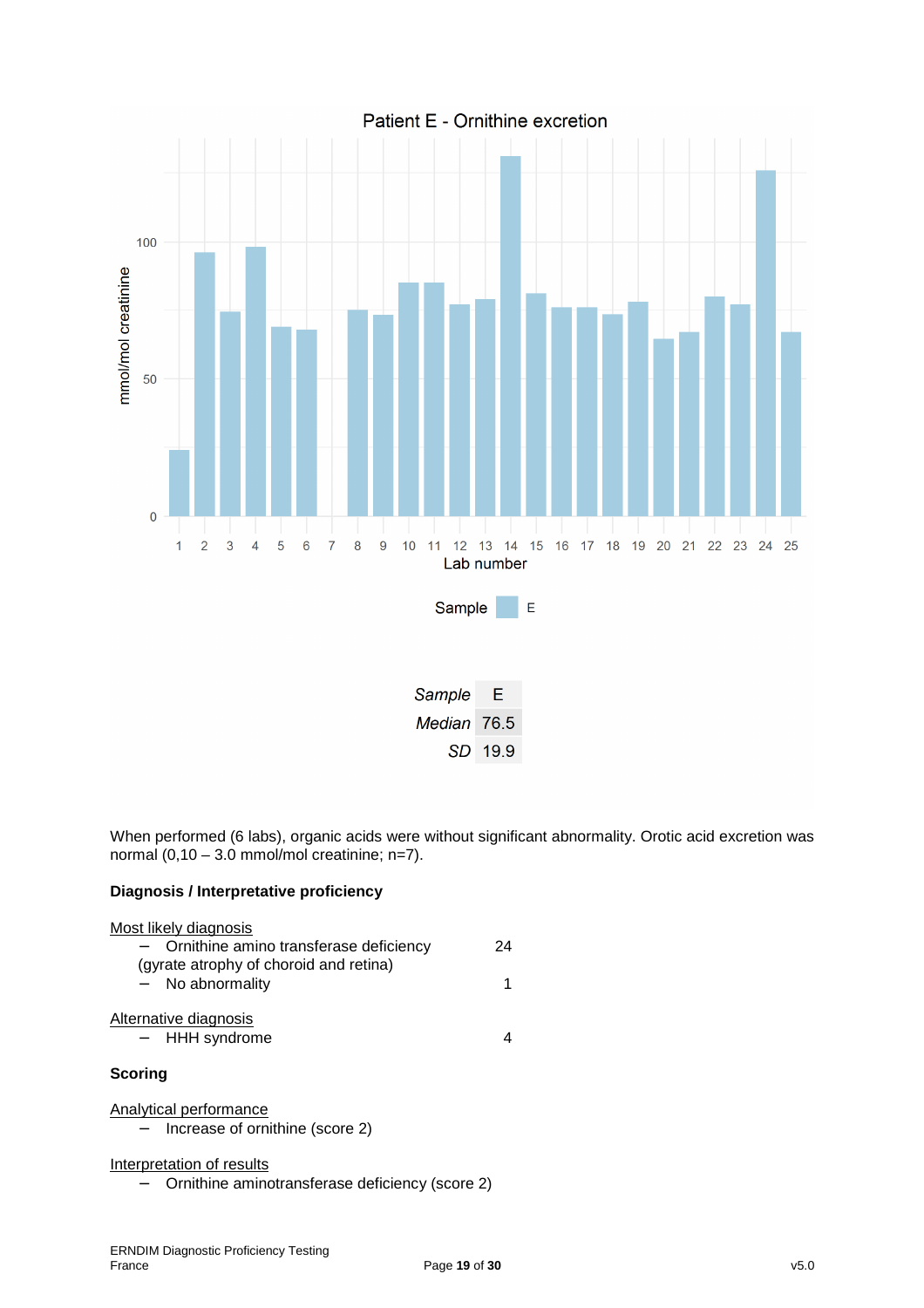Patient E - Ornithine excretion

| Sample | E |
|---|---|
| Median | 76.5 |
| SD | 19.9 |

When performed (6 labs), organic acids were without significant abnormality. Orotic acid excretion was normal (0,10 – 3.0 mmol/mol creatinine; n=7).

**Diagnosis / Interpretative proficiency**

Most likely diagnosis

| | |
|---|---|
| – Ornithine amino transferase deficiency (gyrate atrophy of choroid and retina) | 24 |
| – No abnormality | 1 |

Alternative diagnosis

| | |
|---|---|
| – HHH syndrome | 4 |

**Scoring**

Analytical performance

- Increase of ornithine (score 2)

Interpretation of results

- Ornithine aminotransferase deficiency (score 2)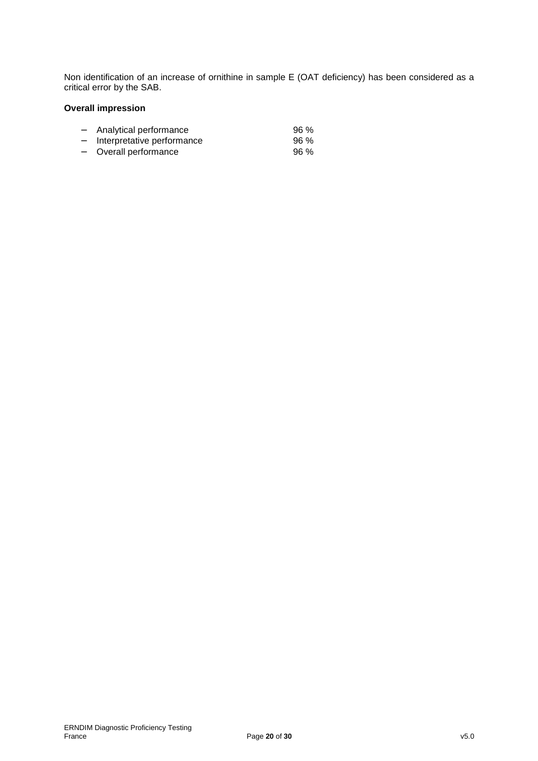Non identification of an increase of ornithine in sample E (OAT deficiency) has been considered as a critical error by the SAB.

**Overall impression**

- Analytical performance 96 %
- Interpretative performance 96 %
- Overall performance 96 %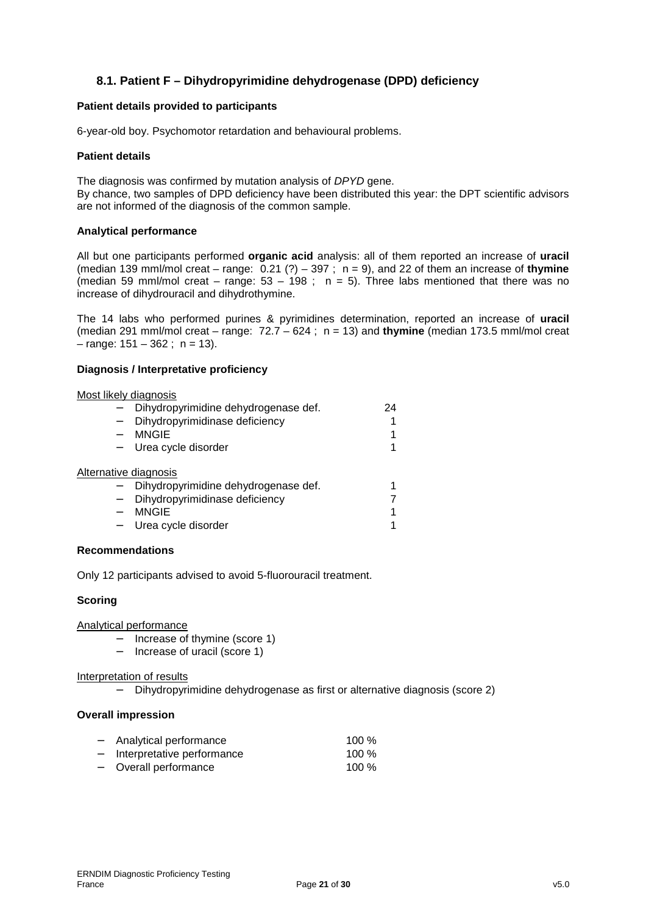### 8.1. Patient F – Dihydropyrimidine dehydrogenase (DPD) deficiency

**Patient details provided to participants**

6-year-old boy. Psychomotor retardation and behavioural problems.

**Patient details**

The diagnosis was confirmed by mutation analysis of *DPYD* gene.
By chance, two samples of DPD deficiency have been distributed this year: the DPT scientific advisors are not informed of the diagnosis of the common sample.

**Analytical performance**

All but one participants performed **organic acid** analysis: all of them reported an increase of **uracil** (median 139 mml/mol creat – range: 0.21 (?) – 397 ; n = 9), and 22 of them an increase of **thymine** (median 59 mml/mol creat – range: 53 – 198 ; n = 5). Three labs mentioned that there was no increase of dihydrouracil and dihydrothymine.

The 14 labs who performed purines & pyrimidines determination, reported an increase of **uracil** (median 291 mml/mol creat – range: 72.7 – 624 ; n = 13) and **thymine** (median 173.5 mml/mol creat – range: 151 – 362 ; n = 13).

**Diagnosis / Interpretative proficiency**

Most likely diagnosis

| | |
|---|---|
| – Dihydropyrimidine dehydrogenase def. | 24 |
| – Dihydropyrimidinase deficiency | 1 |
| – MNGIE | 1 |
| – Urea cycle disorder | 1 |

Alternative diagnosis

| | |
|---|---|
| – Dihydropyrimidine dehydrogenase def. | 1 |
| – Dihydropyrimidinase deficiency | 7 |
| – MNGIE | 1 |
| – Urea cycle disorder | 1 |

**Recommendations**

Only 12 participants advised to avoid 5-fluorouracil treatment.

**Scoring**

Analytical performance

- Increase of thymine (score 1)
- Increase of uracil (score 1)

Interpretation of results

- Dihydropyrimidine dehydrogenase as first or alternative diagnosis (score 2)

**Overall impression**

| | |
|---|---|
| – Analytical performance | 100 % |
| – Interpretative performance | 100 % |
| – Overall performance | 100 % |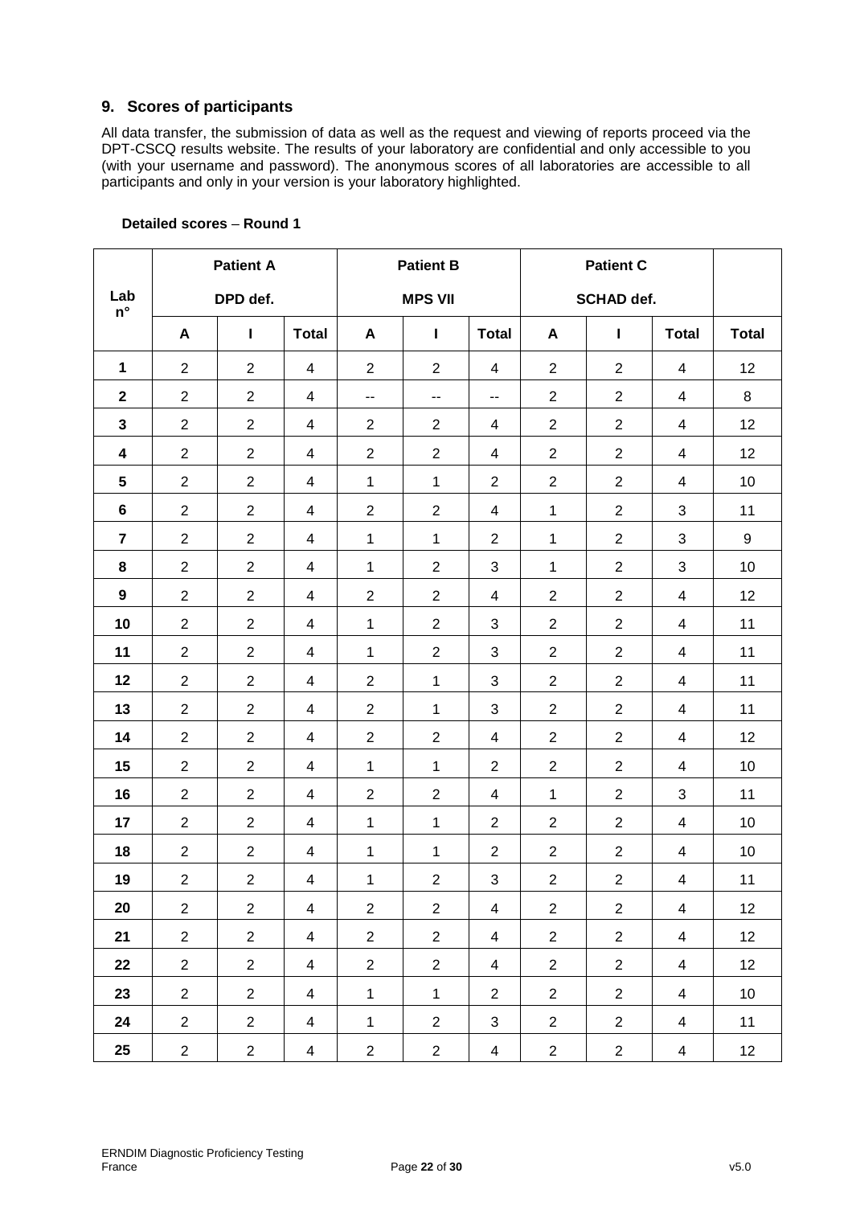## 9. Scores of participants

All data transfer, the submission of data as well as the request and viewing of reports proceed via the DPT-CSCQ results website. The results of your laboratory are confidential and only accessible to you (with your username and password). The anonymous scores of all laboratories are accessible to all participants and only in your version is your laboratory highlighted.

**Detailed scores – Round 1**

| Lab n° | Patient A DPD def. | | | Patient B MPS VII | | | Patient C SCHAD def. | | | |
|---|---|---|---|---|---|---|---|---|---|---|
| | A | I | Total | A | I | Total | A | I | Total | Total |
| 1 | 2 | 2 | 4 | 2 | 2 | 4 | 2 | 2 | 4 | 12 |
| 2 | 2 | 2 | 4 | -- | -- | -- | 2 | 2 | 4 | 8 |
| 3 | 2 | 2 | 4 | 2 | 2 | 4 | 2 | 2 | 4 | 12 |
| 4 | 2 | 2 | 4 | 2 | 2 | 4 | 2 | 2 | 4 | 12 |
| 5 | 2 | 2 | 4 | 1 | 1 | 2 | 2 | 2 | 4 | 10 |
| 6 | 2 | 2 | 4 | 2 | 2 | 4 | 1 | 2 | 3 | 11 |
| 7 | 2 | 2 | 4 | 1 | 1 | 2 | 1 | 2 | 3 | 9 |
| 8 | 2 | 2 | 4 | 1 | 2 | 3 | 1 | 2 | 3 | 10 |
| 9 | 2 | 2 | 4 | 2 | 2 | 4 | 2 | 2 | 4 | 12 |
| 10 | 2 | 2 | 4 | 1 | 2 | 3 | 2 | 2 | 4 | 11 |
| 11 | 2 | 2 | 4 | 1 | 2 | 3 | 2 | 2 | 4 | 11 |
| 12 | 2 | 2 | 4 | 2 | 1 | 3 | 2 | 2 | 4 | 11 |
| 13 | 2 | 2 | 4 | 2 | 1 | 3 | 2 | 2 | 4 | 11 |
| 14 | 2 | 2 | 4 | 2 | 2 | 4 | 2 | 2 | 4 | 12 |
| 15 | 2 | 2 | 4 | 1 | 1 | 2 | 2 | 2 | 4 | 10 |
| 16 | 2 | 2 | 4 | 2 | 2 | 4 | 1 | 2 | 3 | 11 |
| 17 | 2 | 2 | 4 | 1 | 1 | 2 | 2 | 2 | 4 | 10 |
| 18 | 2 | 2 | 4 | 1 | 1 | 2 | 2 | 2 | 4 | 10 |
| 19 | 2 | 2 | 4 | 1 | 2 | 3 | 2 | 2 | 4 | 11 |
| 20 | 2 | 2 | 4 | 2 | 2 | 4 | 2 | 2 | 4 | 12 |
| 21 | 2 | 2 | 4 | 2 | 2 | 4 | 2 | 2 | 4 | 12 |
| 22 | 2 | 2 | 4 | 2 | 2 | 4 | 2 | 2 | 4 | 12 |
| 23 | 2 | 2 | 4 | 1 | 1 | 2 | 2 | 2 | 4 | 10 |
| 24 | 2 | 2 | 4 | 1 | 2 | 3 | 2 | 2 | 4 | 11 |
| 25 | 2 | 2 | 4 | 2 | 2 | 4 | 2 | 2 | 4 | 12 |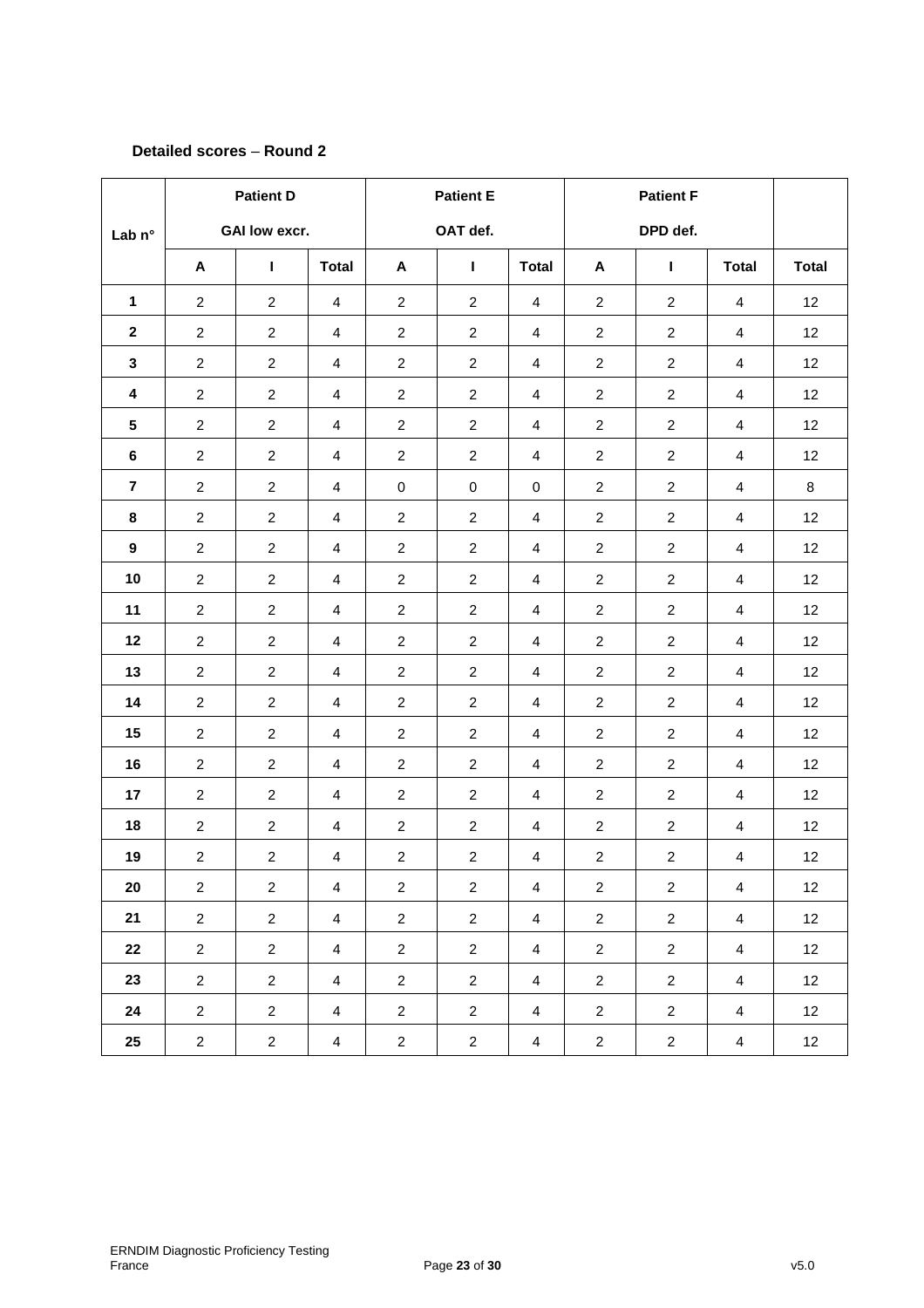**Detailed scores – Round 2**

| Lab n° | Patient D GAI low excr. | | | Patient E OAT def. | | | Patient F DPD def. | | | |
|---|---|---|---|---|---|---|---|---|---|---|
| | A | I | Total | A | I | Total | A | I | Total | Total |
| 1 | 2 | 2 | 4 | 2 | 2 | 4 | 2 | 2 | 4 | 12 |
| 2 | 2 | 2 | 4 | 2 | 2 | 4 | 2 | 2 | 4 | 12 |
| 3 | 2 | 2 | 4 | 2 | 2 | 4 | 2 | 2 | 4 | 12 |
| 4 | 2 | 2 | 4 | 2 | 2 | 4 | 2 | 2 | 4 | 12 |
| 5 | 2 | 2 | 4 | 2 | 2 | 4 | 2 | 2 | 4 | 12 |
| 6 | 2 | 2 | 4 | 2 | 2 | 4 | 2 | 2 | 4 | 12 |
| 7 | 2 | 2 | 4 | 0 | 0 | 0 | 2 | 2 | 4 | 8 |
| 8 | 2 | 2 | 4 | 2 | 2 | 4 | 2 | 2 | 4 | 12 |
| 9 | 2 | 2 | 4 | 2 | 2 | 4 | 2 | 2 | 4 | 12 |
| 10 | 2 | 2 | 4 | 2 | 2 | 4 | 2 | 2 | 4 | 12 |
| 11 | 2 | 2 | 4 | 2 | 2 | 4 | 2 | 2 | 4 | 12 |
| 12 | 2 | 2 | 4 | 2 | 2 | 4 | 2 | 2 | 4 | 12 |
| 13 | 2 | 2 | 4 | 2 | 2 | 4 | 2 | 2 | 4 | 12 |
| 14 | 2 | 2 | 4 | 2 | 2 | 4 | 2 | 2 | 4 | 12 |
| 15 | 2 | 2 | 4 | 2 | 2 | 4 | 2 | 2 | 4 | 12 |
| 16 | 2 | 2 | 4 | 2 | 2 | 4 | 2 | 2 | 4 | 12 |
| 17 | 2 | 2 | 4 | 2 | 2 | 4 | 2 | 2 | 4 | 12 |
| 18 | 2 | 2 | 4 | 2 | 2 | 4 | 2 | 2 | 4 | 12 |
| 19 | 2 | 2 | 4 | 2 | 2 | 4 | 2 | 2 | 4 | 12 |
| 20 | 2 | 2 | 4 | 2 | 2 | 4 | 2 | 2 | 4 | 12 |
| 21 | 2 | 2 | 4 | 2 | 2 | 4 | 2 | 2 | 4 | 12 |
| 22 | 2 | 2 | 4 | 2 | 2 | 4 | 2 | 2 | 4 | 12 |
| 23 | 2 | 2 | 4 | 2 | 2 | 4 | 2 | 2 | 4 | 12 |
| 24 | 2 | 2 | 4 | 2 | 2 | 4 | 2 | 2 | 4 | 12 |
| 25 | 2 | 2 | 4 | 2 | 2 | 4 | 2 | 2 | 4 | 12 |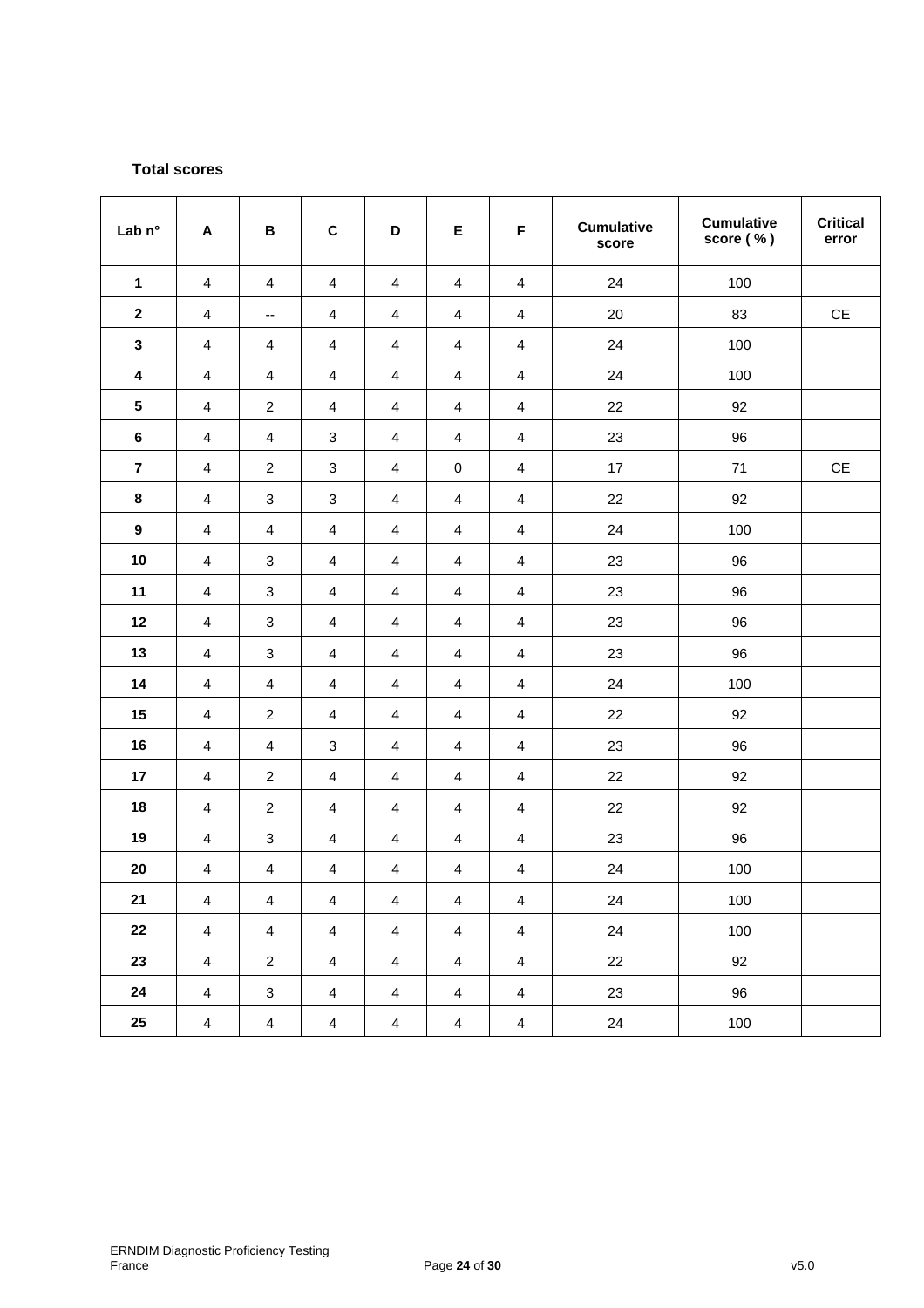### Total scores

| Lab n° | A | B | C | D | E | F | Cumulative score | Cumulative score ( % ) | Critical error |
|---|---|---|---|---|---|---|---|---|---|
| **1** | 4 | 4 | 4 | 4 | 4 | 4 | 24 | 100 | |
| **2** | 4 | -- | 4 | 4 | 4 | 4 | 20 | 83 | CE |
| **3** | 4 | 4 | 4 | 4 | 4 | 4 | 24 | 100 | |
| **4** | 4 | 4 | 4 | 4 | 4 | 4 | 24 | 100 | |
| **5** | 4 | 2 | 4 | 4 | 4 | 4 | 22 | 92 | |
| **6** | 4 | 4 | 3 | 4 | 4 | 4 | 23 | 96 | |
| **7** | 4 | 2 | 3 | 4 | 0 | 4 | 17 | 71 | CE |
| **8** | 4 | 3 | 3 | 4 | 4 | 4 | 22 | 92 | |
| **9** | 4 | 4 | 4 | 4 | 4 | 4 | 24 | 100 | |
| **10** | 4 | 3 | 4 | 4 | 4 | 4 | 23 | 96 | |
| **11** | 4 | 3 | 4 | 4 | 4 | 4 | 23 | 96 | |
| **12** | 4 | 3 | 4 | 4 | 4 | 4 | 23 | 96 | |
| **13** | 4 | 3 | 4 | 4 | 4 | 4 | 23 | 96 | |
| **14** | 4 | 4 | 4 | 4 | 4 | 4 | 24 | 100 | |
| **15** | 4 | 2 | 4 | 4 | 4 | 4 | 22 | 92 | |
| **16** | 4 | 4 | 3 | 4 | 4 | 4 | 23 | 96 | |
| **17** | 4 | 2 | 4 | 4 | 4 | 4 | 22 | 92 | |
| **18** | 4 | 2 | 4 | 4 | 4 | 4 | 22 | 92 | |
| **19** | 4 | 3 | 4 | 4 | 4 | 4 | 23 | 96 | |
| **20** | 4 | 4 | 4 | 4 | 4 | 4 | 24 | 100 | |
| **21** | 4 | 4 | 4 | 4 | 4 | 4 | 24 | 100 | |
| **22** | 4 | 4 | 4 | 4 | 4 | 4 | 24 | 100 | |
| **23** | 4 | 2 | 4 | 4 | 4 | 4 | 22 | 92 | |
| **24** | 4 | 3 | 4 | 4 | 4 | 4 | 23 | 96 | |
| **25** | 4 | 4 | 4 | 4 | 4 | 4 | 24 | 100 | |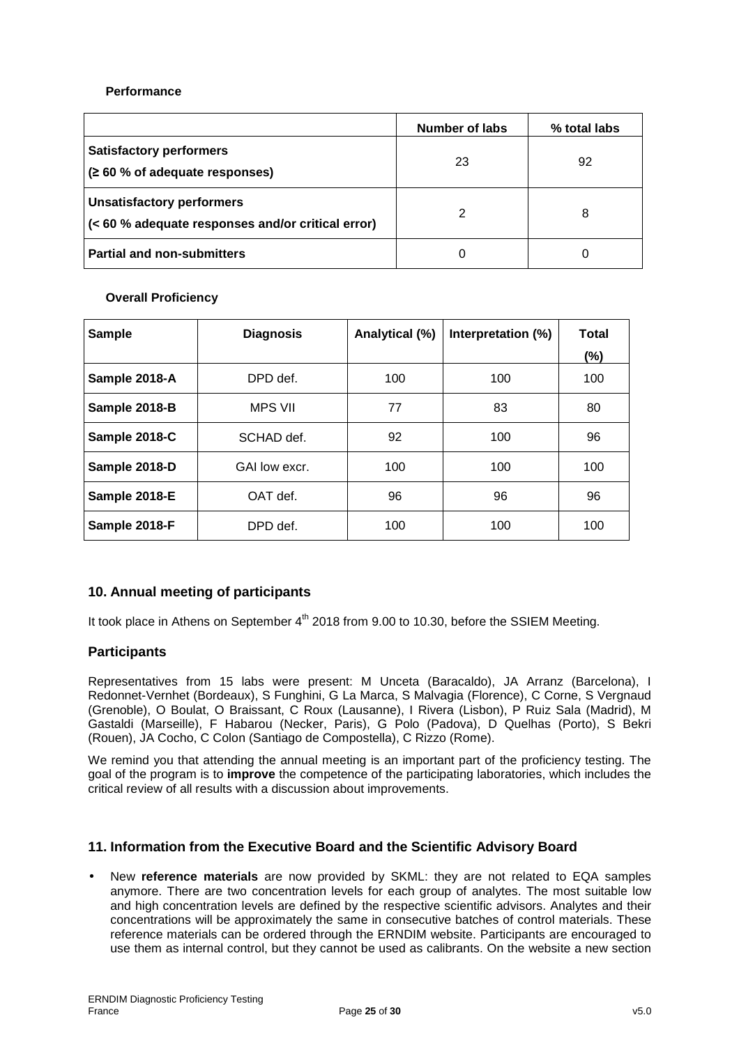**Performance**

| | Number of labs | % total labs |
|---|---|---|
| **Satisfactory performers** **(≥ 60 % of adequate responses)** | 23 | 92 |
| **Unsatisfactory performers** **(< 60 % adequate responses and/or critical error)** | 2 | 8 |
| **Partial and non-submitters** | 0 | 0 |

**Overall Proficiency**

| Sample | Diagnosis | Analytical (%) | Interpretation (%) | Total (%) |
|---|---|---|---|---|
| **Sample 2018-A** | DPD def. | 100 | 100 | 100 |
| **Sample 2018-B** | MPS VII | 77 | 83 | 80 |
| **Sample 2018-C** | SCHAD def. | 92 | 100 | 96 |
| **Sample 2018-D** | GAI low excr. | 100 | 100 | 100 |
| **Sample 2018-E** | OAT def. | 96 | 96 | 96 |
| **Sample 2018-F** | DPD def. | 100 | 100 | 100 |

## 10. Annual meeting of participants

It took place in Athens on September 4th 2018 from 9.00 to 10.30, before the SSIEM Meeting.

## Participants

Representatives from 15 labs were present: M Unceta (Baracaldo), JA Arranz (Barcelona), I Redonnet-Vernhet (Bordeaux), S Funghini, G La Marca, S Malvagia (Florence), C Corne, S Vergnaud (Grenoble), O Boulat, O Braissant, C Roux (Lausanne), I Rivera (Lisbon), P Ruiz Sala (Madrid), M Gastaldi (Marseille), F Habarou (Necker, Paris), G Polo (Padova), D Quelhas (Porto), S Bekri (Rouen), JA Cocho, C Colon (Santiago de Compostella), C Rizzo (Rome).

We remind you that attending the annual meeting is an important part of the proficiency testing. The goal of the program is to **improve** the competence of the participating laboratories, which includes the critical review of all results with a discussion about improvements.

## 11. Information from the Executive Board and the Scientific Advisory Board

- New **reference materials** are now provided by SKML: they are not related to EQA samples anymore. There are two concentration levels for each group of analytes. The most suitable low and high concentration levels are defined by the respective scientific advisors. Analytes and their concentrations will be approximately the same in consecutive batches of control materials. These reference materials can be ordered through the ERNDIM website. Participants are encouraged to use them as internal control, but they cannot be used as calibrants. On the website a new section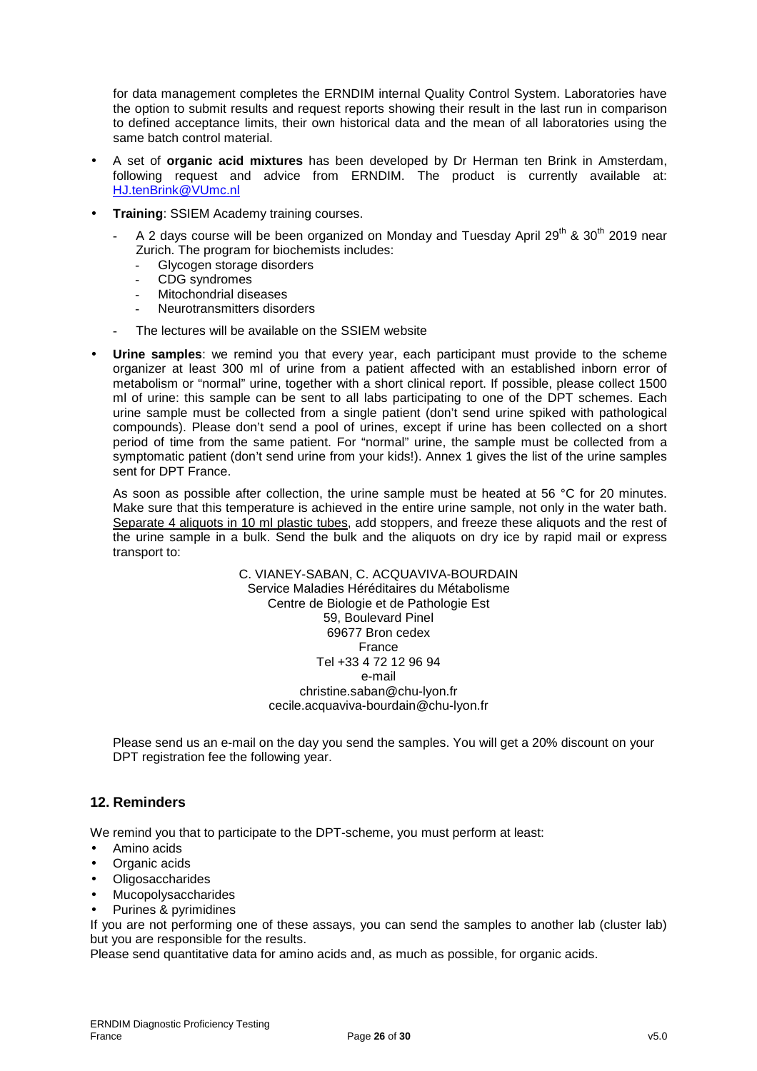for data management completes the ERNDIM internal Quality Control System. Laboratories have the option to submit results and request reports showing their result in the last run in comparison to defined acceptance limits, their own historical data and the mean of all laboratories using the same batch control material.

- A set of **organic acid mixtures** has been developed by Dr Herman ten Brink in Amsterdam, following request and advice from ERNDIM. The product is currently available at: HJ.tenBrink@VUmc.nl
- **Training**: SSIEM Academy training courses.
  - A 2 days course will be been organized on Monday and Tuesday April 29th & 30th 2019 near Zurich. The program for biochemists includes:
    - Glycogen storage disorders
    - CDG syndromes
    - Mitochondrial diseases
    - Neurotransmitters disorders
  - The lectures will be available on the SSIEM website
- **Urine samples**: we remind you that every year, each participant must provide to the scheme organizer at least 300 ml of urine from a patient affected with an established inborn error of metabolism or "normal" urine, together with a short clinical report. If possible, please collect 1500 ml of urine: this sample can be sent to all labs participating to one of the DPT schemes. Each urine sample must be collected from a single patient (don't send urine spiked with pathological compounds). Please don't send a pool of urines, except if urine has been collected on a short period of time from the same patient. For "normal" urine, the sample must be collected from a symptomatic patient (don't send urine from your kids!). Annex 1 gives the list of the urine samples sent for DPT France.

  As soon as possible after collection, the urine sample must be heated at 56 °C for 20 minutes. Make sure that this temperature is achieved in the entire urine sample, not only in the water bath. Separate 4 aliquots in 10 ml plastic tubes, add stoppers, and freeze these aliquots and the rest of the urine sample in a bulk. Send the bulk and the aliquots on dry ice by rapid mail or express transport to:

  C. VIANEY-SABAN, C. ACQUAVIVA-BOURDAIN  
  Service Maladies Héréditaires du Métabolisme  
  Centre de Biologie et de Pathologie Est  
  59, Boulevard Pinel  
  69677 Bron cedex  
  France  
  Tel +33 4 72 12 96 94  
  e-mail  
  christine.saban@chu-lyon.fr  
  cecile.acquaviva-bourdain@chu-lyon.fr

  Please send us an e-mail on the day you send the samples. You will get a 20% discount on your DPT registration fee the following year.

## 12. Reminders

We remind you that to participate to the DPT-scheme, you must perform at least:

- Amino acids
- Organic acids
- Oligosaccharides
- Mucopolysaccharides
- Purines & pyrimidines

If you are not performing one of these assays, you can send the samples to another lab (cluster lab) but you are responsible for the results.

Please send quantitative data for amino acids and, as much as possible, for organic acids.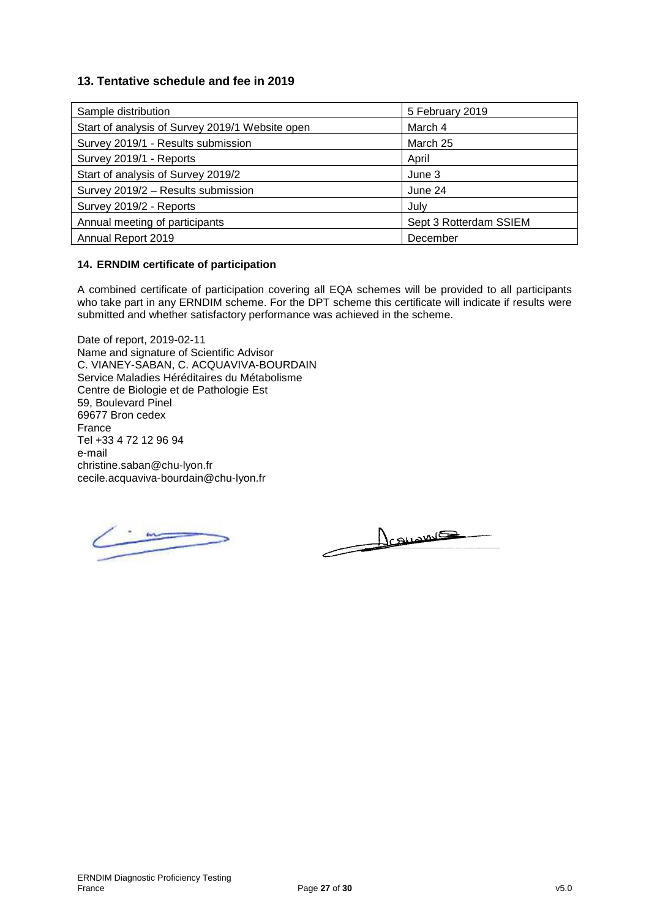## 13. Tentative schedule and fee in 2019

| Sample distribution | 5 February 2019 |
|---|---|
| Start of analysis of Survey 2019/1 Website open | March 4 |
| Survey 2019/1 - Results submission | March 25 |
| Survey 2019/1 - Reports | April |
| Start of analysis of Survey 2019/2 | June 3 |
| Survey 2019/2 – Results submission | June 24 |
| Survey 2019/2 - Reports | July |
| Annual meeting of participants | Sept 3 Rotterdam SSIEM |
| Annual Report 2019 | December |

### 14. ERNDIM certificate of participation

A combined certificate of participation covering all EQA schemes will be provided to all participants who take part in any ERNDIM scheme. For the DPT scheme this certificate will indicate if results were submitted and whether satisfactory performance was achieved in the scheme.

Date of report, 2019-02-11
Name and signature of Scientific Advisor
C. VIANEY-SABAN, C. ACQUAVIVA-BOURDAIN
Service Maladies Héréditaires du Métabolisme
Centre de Biologie et de Pathologie Est
59, Boulevard Pinel
69677 Bron cedex
France
Tel +33 4 72 12 96 94
e-mail
christine.saban@chu-lyon.fr
cecile.acquaviva-bourdain@chu-lyon.fr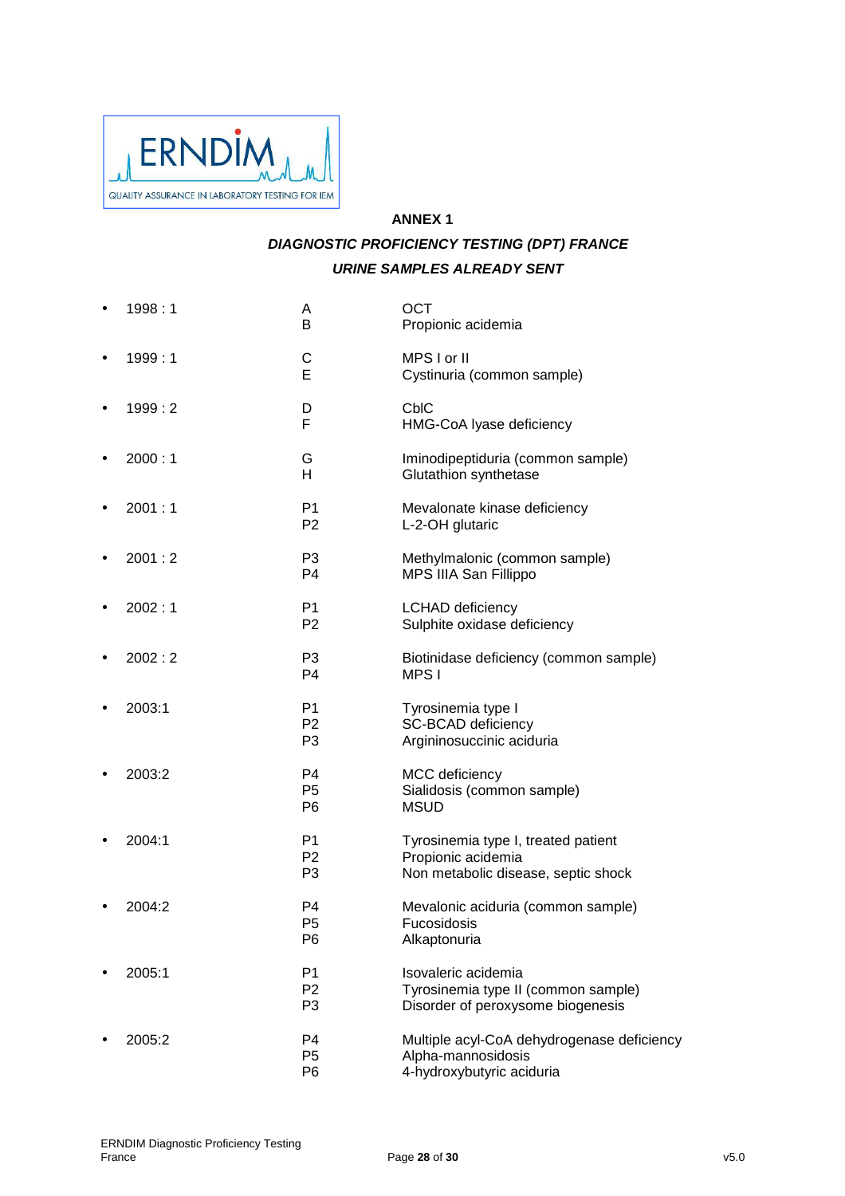**ANNEX 1**

***DIAGNOSTIC PROFICIENCY TESTING (DPT) FRANCE***

***URINE SAMPLES ALREADY SENT***

| | | |
|---|---|---|
| • 1998 : 1 | A<br>B | OCT<br>Propionic acidemia |
| • 1999 : 1 | C<br>E | MPS I or II<br>Cystinuria (common sample) |
| • 1999 : 2 | D<br>F | CblC<br>HMG-CoA lyase deficiency |
| • 2000 : 1 | G<br>H | Iminodipeptiduria (common sample)<br>Glutathion synthetase |
| • 2001 : 1 | P1<br>P2 | Mevalonate kinase deficiency<br>L-2-OH glutaric |
| • 2001 : 2 | P3<br>P4 | Methylmalonic (common sample)<br>MPS IIIA San Fillippo |
| • 2002 : 1 | P1<br>P2 | LCHAD deficiency<br>Sulphite oxidase deficiency |
| • 2002 : 2 | P3<br>P4 | Biotinidase deficiency (common sample)<br>MPS I |
| • 2003:1 | P1<br>P2<br>P3 | Tyrosinemia type I<br>SC-BCAD deficiency<br>Argininosuccinic aciduria |
| • 2003:2 | P4<br>P5<br>P6 | MCC deficiency<br>Sialidosis (common sample)<br>MSUD |
| • 2004:1 | P1<br>P2<br>P3 | Tyrosinemia type I, treated patient<br>Propionic acidemia<br>Non metabolic disease, septic shock |
| • 2004:2 | P4<br>P5<br>P6 | Mevalonic aciduria (common sample)<br>Fucosidosis<br>Alkaptonuria |
| • 2005:1 | P1<br>P2<br>P3 | Isovaleric acidemia<br>Tyrosinemia type II (common sample)<br>Disorder of peroxysome biogenesis |
| • 2005:2 | P4<br>P5<br>P6 | Multiple acyl-CoA dehydrogenase deficiency<br>Alpha-mannosidosis<br>4-hydroxybutyric aciduria |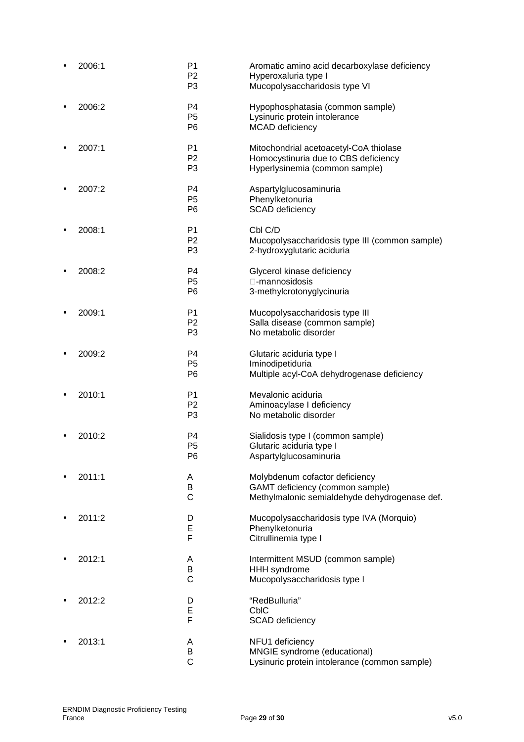- 2006:1
  - P1 Aromatic amino acid decarboxylase deficiency
  - P2 Hyperoxaluria type I
  - P3 Mucopolysaccharidosis type VI
- 2006:2
  - P4 Hypophosphatasia (common sample)
  - P5 Lysinuric protein intolerance
  - P6 MCAD deficiency
- 2007:1
  - P1 Mitochondrial acetoacetyl-CoA thiolase
  - P2 Homocystinuria due to CBS deficiency
  - P3 Hyperlysinemia (common sample)
- 2007:2
  - P4 Aspartylglucosaminuria
  - P5 Phenylketonuria
  - P6 SCAD deficiency
- 2008:1
  - P1 Cbl C/D
  - P2 Mucopolysaccharidosis type III (common sample)
  - P3 2-hydroxyglutaric aciduria
- 2008:2
  - P4 Glycerol kinase deficiency
  - P5 -mannosidosis
  - P6 3-methylcrotonyglycinuria
- 2009:1
  - P1 Mucopolysaccharidosis type III
  - P2 Salla disease (common sample)
  - P3 No metabolic disorder
- 2009:2
  - P4 Glutaric aciduria type I
  - P5 Iminodipetiduria
  - P6 Multiple acyl-CoA dehydrogenase deficiency
- 2010:1
  - P1 Mevalonic aciduria
  - P2 Aminoacylase I deficiency
  - P3 No metabolic disorder
- 2010:2
  - P4 Sialidosis type I (common sample)
  - P5 Glutaric aciduria type I
  - P6 Aspartylglucosaminuria
- 2011:1
  - A Molybdenum cofactor deficiency
  - B GAMT deficiency (common sample)
  - C Methylmalonic semialdehyde dehydrogenase def.
- 2011:2
  - D Mucopolysaccharidosis type IVA (Morquio)
  - E Phenylketonuria
  - F Citrullinemia type I
- 2012:1
  - A Intermittent MSUD (common sample)
  - B HHH syndrome
  - C Mucopolysaccharidosis type I
- 2012:2
  - D "RedBulluria"
  - E CblC
  - F SCAD deficiency
- 2013:1
  - A NFU1 deficiency
  - B MNGIE syndrome (educational)
  - C Lysinuric protein intolerance (common sample)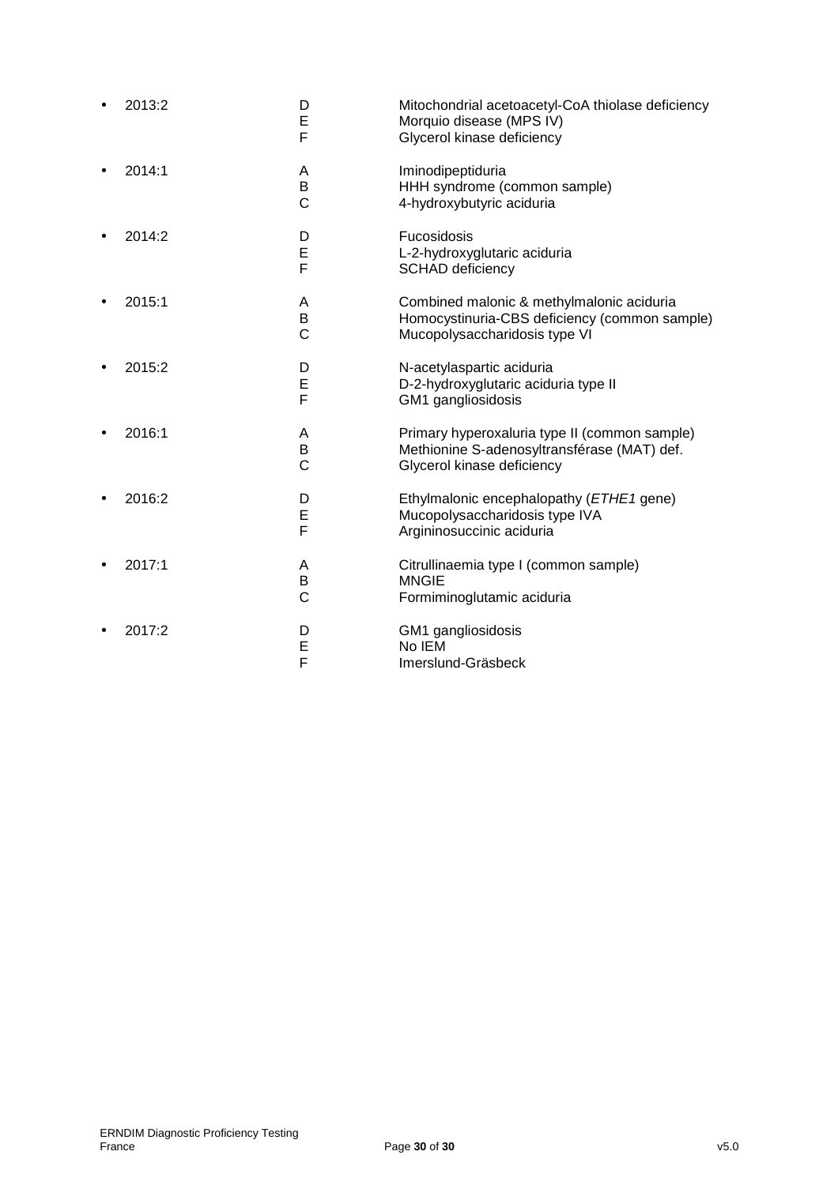- 2013:2
  - D Mitochondrial acetoacetyl-CoA thiolase deficiency
  - E Morquio disease (MPS IV)
  - F Glycerol kinase deficiency
- 2014:1
  - A Iminodipeptiduria
  - B HHH syndrome (common sample)
  - C 4-hydroxybutyric aciduria
- 2014:2
  - D Fucosidosis
  - E L-2-hydroxyglutaric aciduria
  - F SCHAD deficiency
- 2015:1
  - A Combined malonic & methylmalonic aciduria
  - B Homocystinuria-CBS deficiency (common sample)
  - C Mucopolysaccharidosis type VI
- 2015:2
  - D N-acetylaspartic aciduria
  - E D-2-hydroxyglutaric aciduria type II
  - F GM1 gangliosidosis
- 2016:1
  - A Primary hyperoxaluria type II (common sample)
  - B Methionine S-adenosyltransférase (MAT) def.
  - C Glycerol kinase deficiency
- 2016:2
  - D Ethylmalonic encephalopathy (*ETHE1* gene)
  - E Mucopolysaccharidosis type IVA
  - F Argininosuccinic aciduria
- 2017:1
  - A Citrullinaemia type I (common sample)
  - B MNGIE
  - C Formiminoglutamic aciduria
- 2017:2
  - D GM1 gangliosidosis
  - E No IEM
  - F Imerslund-Gräsbeck